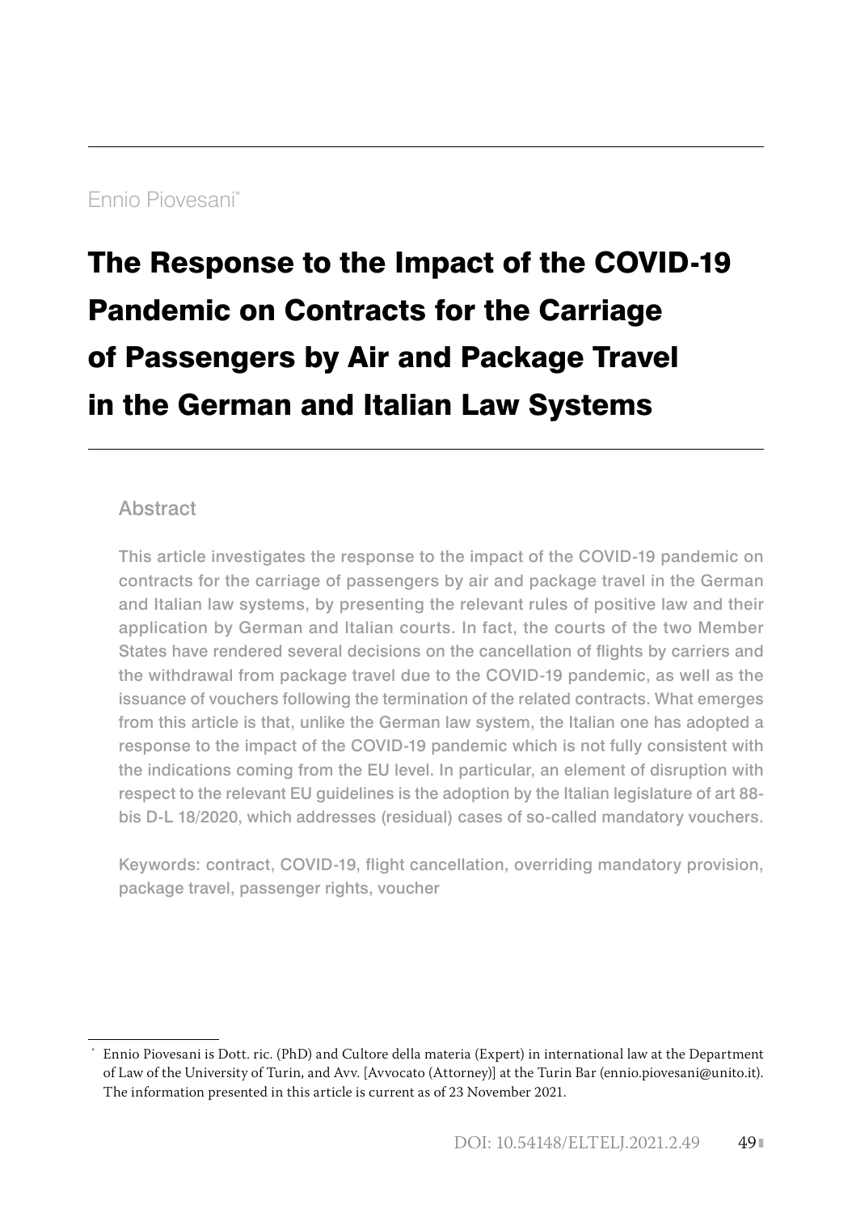Ennio Piovesani[*]

# The Response to the Impact of the COVID-19 Pandemic on Contracts for the Carriage of Passengers by Air and Package Travel in the German and Italian Law Systems

## Abstract

This article investigates the response to the impact of the COVID-19 pandemic on contracts for the carriage of passengers by air and package travel in the German and Italian law systems, by presenting the relevant rules of positive law and their application by German and Italian courts. In fact, the courts of the two Member States have rendered several decisions on the cancellation of flights by carriers and the withdrawal from package travel due to the COVID-19 pandemic, as well as the issuance of vouchers following the termination of the related contracts. What emerges from this article is that, unlike the German law system, the Italian one has adopted a response to the impact of the COVID-19 pandemic which is not fully consistent with the indications coming from the EU level. In particular, an element of disruption with respect to the relevant EU guidelines is the adoption by the Italian legislature of art 88-bis D-L 18/2020, which addresses (residual) cases of so-called mandatory vouchers.

Keywords: contract, COVID-19, flight cancellation, overriding mandatory provision, package travel, passenger rights, voucher

---

[*] Ennio Piovesani is Dott. ric. (PhD) and Cultore della materia (Expert) in international law at the Department of Law of the University of Turin, and Avv. [Avvocato (Attorney)] at the Turin Bar (ennio.piovesani@unito.it). The information presented in this article is current as of 23 November 2021.

DOI: 10.54148/ELTELJ.2021.2.49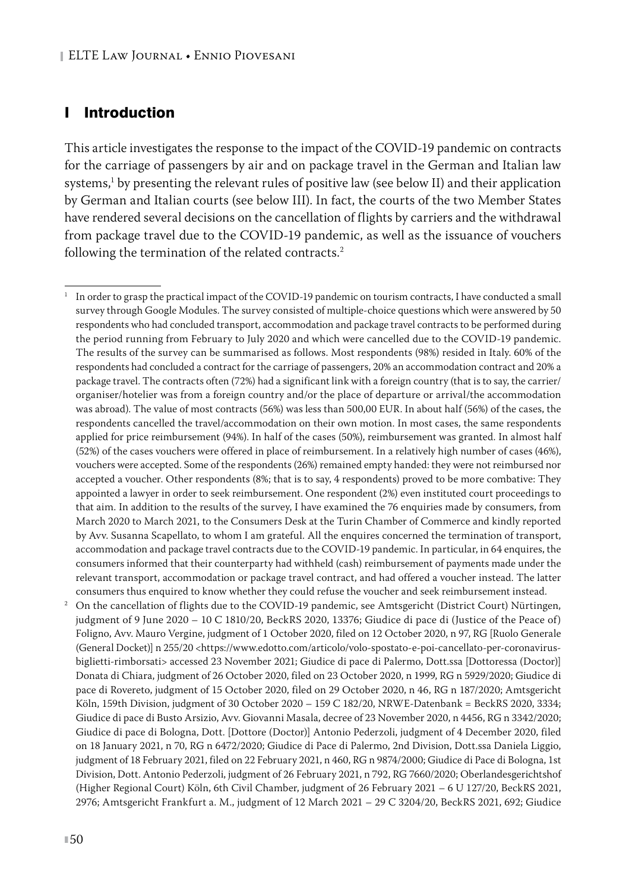## I Introduction

This article investigates the response to the impact of the COVID-19 pandemic on contracts for the carriage of passengers by air and on package travel in the German and Italian law systems,[1] by presenting the relevant rules of positive law (see below II) and their application by German and Italian courts (see below III). In fact, the courts of the two Member States have rendered several decisions on the cancellation of flights by carriers and the withdrawal from package travel due to the COVID-19 pandemic, as well as the issuance of vouchers following the termination of the related contracts.[2]

---

[1] In order to grasp the practical impact of the COVID-19 pandemic on tourism contracts, I have conducted a small survey through Google Modules. The survey consisted of multiple-choice questions which were answered by 50 respondents who had concluded transport, accommodation and package travel contracts to be performed during the period running from February to July 2020 and which were cancelled due to the COVID-19 pandemic. The results of the survey can be summarised as follows. Most respondents (98%) resided in Italy. 60% of the respondents had concluded a contract for the carriage of passengers, 20% an accommodation contract and 20% a package travel. The contracts often (72%) had a significant link with a foreign country (that is to say, the carrier/organiser/hotelier was from a foreign country and/or the place of departure or arrival/the accommodation was abroad). The value of most contracts (56%) was less than 500,00 EUR. In about half (56%) of the cases, the respondents cancelled the travel/accommodation on their own motion. In most cases, the same respondents applied for price reimbursement (94%). In half of the cases (50%), reimbursement was granted. In almost half (52%) of the cases vouchers were offered in place of reimbursement. In a relatively high number of cases (46%), vouchers were accepted. Some of the respondents (26%) remained empty handed: they were not reimbursed nor accepted a voucher. Other respondents (8%; that is to say, 4 respondents) proved to be more combative: They appointed a lawyer in order to seek reimbursement. One respondent (2%) even instituted court proceedings to that aim. In addition to the results of the survey, I have examined the 76 enquiries made by consumers, from March 2020 to March 2021, to the Consumers Desk at the Turin Chamber of Commerce and kindly reported by Avv. Susanna Scapellato, to whom I am grateful. All the enquires concerned the termination of transport, accommodation and package travel contracts due to the COVID-19 pandemic. In particular, in 64 enquires, the consumers informed that their counterparty had withheld (cash) reimbursement of payments made under the relevant transport, accommodation or package travel contract, and had offered a voucher instead. The latter consumers thus enquired to know whether they could refuse the voucher and seek reimbursement instead.

[2] On the cancellation of flights due to the COVID-19 pandemic, see Amtsgericht (District Court) Nürtingen, judgment of 9 June 2020 – 10 C 1810/20, BeckRS 2020, 13376; Giudice di pace di (Justice of the Peace of) Foligno, Avv. Mauro Vergine, judgment of 1 October 2020, filed on 12 October 2020, n 97, RG [Ruolo Generale (General Docket)] n 255/20 <https://www.edotto.com/articolo/volo-spostato-e-poi-cancellato-per-coronavirus-biglietti-rimborsati> accessed 23 November 2021; Giudice di pace di Palermo, Dott.ssa [Dottoressa (Doctor)] Donata di Chiara, judgment of 26 October 2020, filed on 23 October 2020, n 1999, RG n 5929/2020; Giudice di pace di Rovereto, judgment of 15 October 2020, filed on 29 October 2020, n 46, RG n 187/2020; Amtsgericht Köln, 159th Division, judgment of 30 October 2020 – 159 C 182/20, NRWE-Datenbank = BeckRS 2020, 3334; Giudice di pace di Busto Arsizio, Avv. Giovanni Masala, decree of 23 November 2020, n 4456, RG n 3342/2020; Giudice di pace di Bologna, Dott. [Dottore (Doctor)] Antonio Pederzoli, judgment of 4 December 2020, filed on 18 January 2021, n 70, RG n 6472/2020; Giudice di Pace di Palermo, 2nd Division, Dott.ssa Daniela Liggio, judgment of 18 February 2021, filed on 22 February 2021, n 460, RG n 9874/2000; Giudice di Pace di Bologna, 1st Division, Dott. Antonio Pederzoli, judgment of 26 February 2021, n 792, RG 7660/2020; Oberlandesgerichtshof (Higher Regional Court) Köln, 6th Civil Chamber, judgment of 26 February 2021 – 6 U 127/20, BeckRS 2021, 2976; Amtsgericht Frankfurt a. M., judgment of 12 March 2021 – 29 C 3204/20, BeckRS 2021, 692; Giudice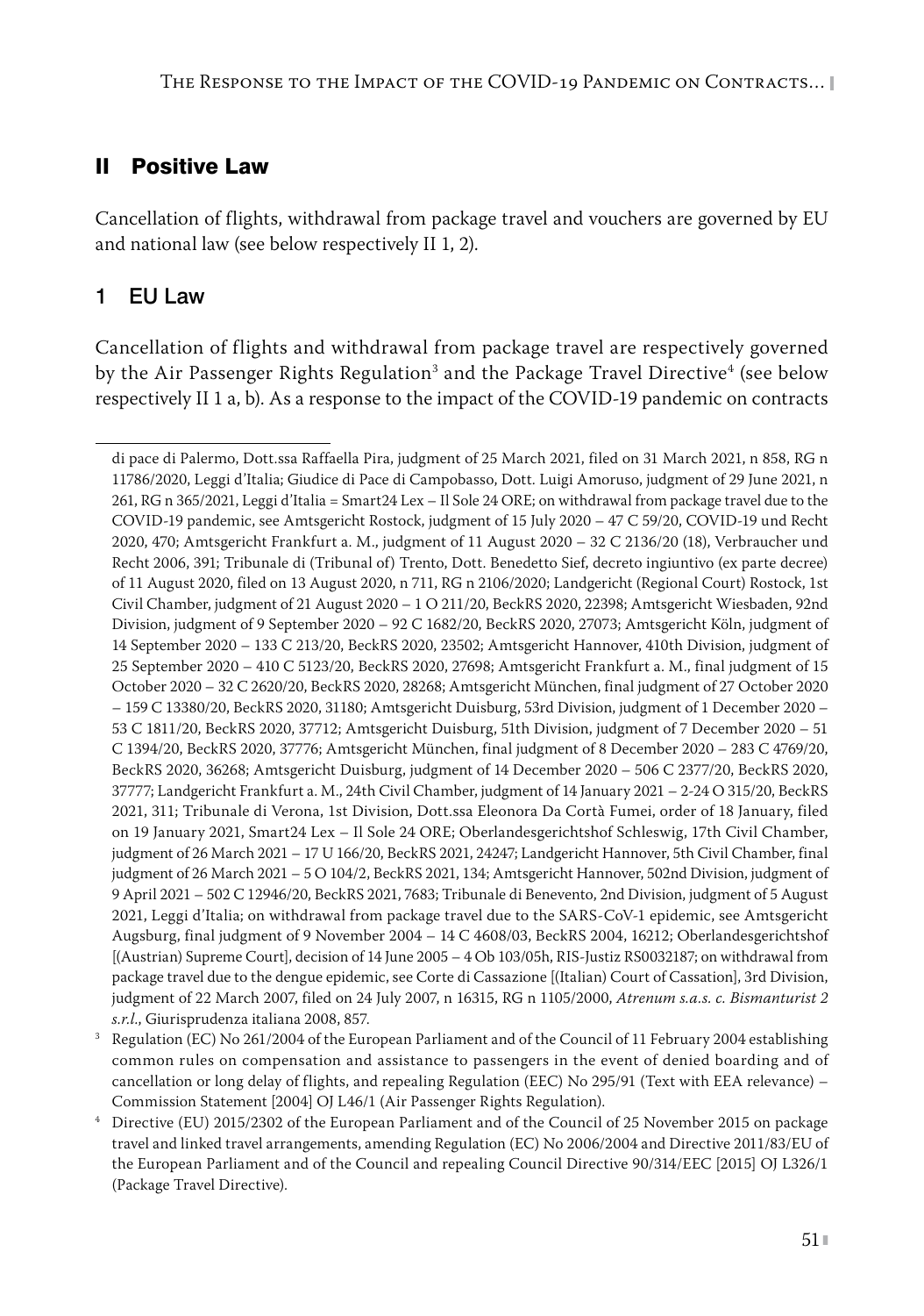## II Positive Law

Cancellation of flights, withdrawal from package travel and vouchers are governed by EU and national law (see below respectively II 1, 2).

### 1 EU Law

Cancellation of flights and withdrawal from package travel are respectively governed by the Air Passenger Rights Regulation[3] and the Package Travel Directive[4] (see below respectively II 1 a, b). As a response to the impact of the COVID-19 pandemic on contracts

---

di pace di Palermo, Dott.ssa Raffaella Pira, judgment of 25 March 2021, filed on 31 March 2021, n 858, RG n 11786/2020, Leggi d'Italia; Giudice di Pace di Campobasso, Dott. Luigi Amoruso, judgment of 29 June 2021, n 261, RG n 365/2021, Leggi d'Italia = Smart24 Lex – Il Sole 24 ORE; on withdrawal from package travel due to the COVID-19 pandemic, see Amtsgericht Rostock, judgment of 15 July 2020 – 47 C 59/20, COVID-19 und Recht 2020, 470; Amtsgericht Frankfurt a. M., judgment of 11 August 2020 – 32 C 2136/20 (18), Verbraucher und Recht 2006, 391; Tribunale di (Tribunal of) Trento, Dott. Benedetto Sief, decreto ingiuntivo (ex parte decree) of 11 August 2020, filed on 13 August 2020, n 711, RG n 2106/2020; Landgericht (Regional Court) Rostock, 1st Civil Chamber, judgment of 21 August 2020 – 1 O 211/20, BeckRS 2020, 22398; Amtsgericht Wiesbaden, 92nd Division, judgment of 9 September 2020 – 92 C 1682/20, BeckRS 2020, 27073; Amtsgericht Köln, judgment of 14 September 2020 – 133 C 213/20, BeckRS 2020, 23502; Amtsgericht Hannover, 410th Division, judgment of 25 September 2020 – 410 C 5123/20, BeckRS 2020, 27698; Amtsgericht Frankfurt a. M., final judgment of 15 October 2020 – 32 C 2620/20, BeckRS 2020, 28268; Amtsgericht München, final judgment of 27 October 2020 – 159 C 13380/20, BeckRS 2020, 31180; Amtsgericht Duisburg, 53rd Division, judgment of 1 December 2020 – 53 C 1811/20, BeckRS 2020, 37712; Amtsgericht Duisburg, 51th Division, judgment of 7 December 2020 – 51 C 1394/20, BeckRS 2020, 37776; Amtsgericht München, final judgment of 8 December 2020 – 283 C 4769/20, BeckRS 2020, 36268; Amtsgericht Duisburg, judgment of 14 December 2020 – 506 C 2377/20, BeckRS 2020, 37777; Landgericht Frankfurt a. M., 24th Civil Chamber, judgment of 14 January 2021 – 2-24 O 315/20, BeckRS 2021, 311; Tribunale di Verona, 1st Division, Dott.ssa Eleonora Da Cortà Fumei, order of 18 January, filed on 19 January 2021, Smart24 Lex – Il Sole 24 ORE; Oberlandesgerichtshof Schleswig, 17th Civil Chamber, judgment of 26 March 2021 – 17 U 166/20, BeckRS 2021, 24247; Landgericht Hannover, 5th Civil Chamber, final judgment of 26 March 2021 – 5 O 104/2, BeckRS 2021, 134; Amtsgericht Hannover, 502nd Division, judgment of 9 April 2021 – 502 C 12946/20, BeckRS 2021, 7683; Tribunale di Benevento, 2nd Division, judgment of 5 August 2021, Leggi d'Italia; on withdrawal from package travel due to the SARS-CoV-1 epidemic, see Amtsgericht Augsburg, final judgment of 9 November 2004 – 14 C 4608/03, BeckRS 2004, 16212; Oberlandesgerichtshof [(Austrian) Supreme Court], decision of 14 June 2005 – 4 Ob 103/05h, RIS-Justiz RS0032187; on withdrawal from package travel due to the dengue epidemic, see Corte di Cassazione [(Italian) Court of Cassation], 3rd Division, judgment of 22 March 2007, filed on 24 July 2007, n 16315, RG n 1105/2000, *Atrenum s.a.s. c. Bismanturist 2 s.r.l.*, Giurisprudenza italiana 2008, 857.

[3] Regulation (EC) No 261/2004 of the European Parliament and of the Council of 11 February 2004 establishing common rules on compensation and assistance to passengers in the event of denied boarding and of cancellation or long delay of flights, and repealing Regulation (EEC) No 295/91 (Text with EEA relevance) – Commission Statement [2004] OJ L46/1 (Air Passenger Rights Regulation).

[4] Directive (EU) 2015/2302 of the European Parliament and of the Council of 25 November 2015 on package travel and linked travel arrangements, amending Regulation (EC) No 2006/2004 and Directive 2011/83/EU of the European Parliament and of the Council and repealing Council Directive 90/314/EEC [2015] OJ L326/1 (Package Travel Directive).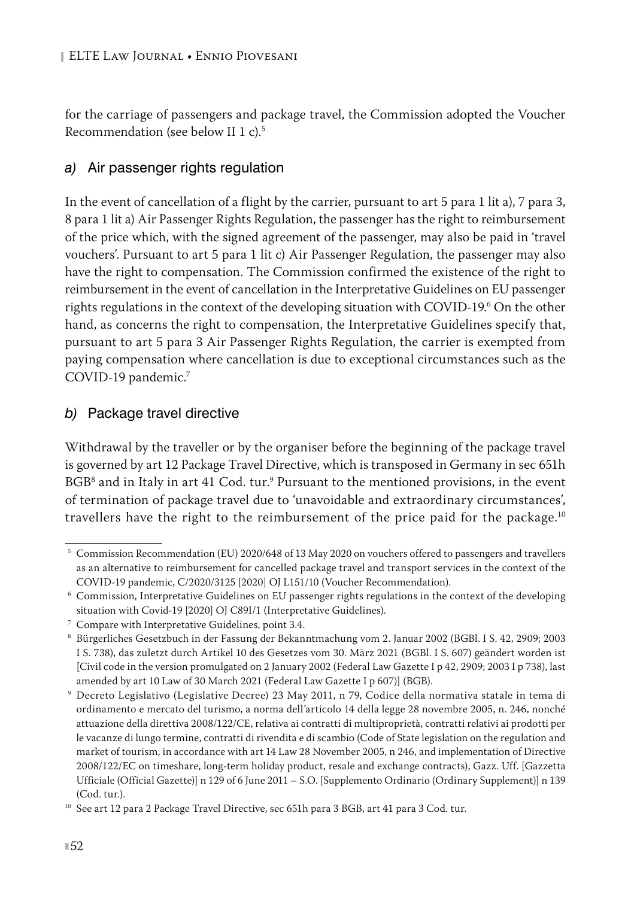for the carriage of passengers and package travel, the Commission adopted the Voucher Recommendation (see below II 1 c).[5]

### *a)* Air passenger rights regulation

In the event of cancellation of a flight by the carrier, pursuant to art 5 para 1 lit a), 7 para 3, 8 para 1 lit a) Air Passenger Rights Regulation, the passenger has the right to reimbursement of the price which, with the signed agreement of the passenger, may also be paid in 'travel vouchers'. Pursuant to art 5 para 1 lit c) Air Passenger Regulation, the passenger may also have the right to compensation. The Commission confirmed the existence of the right to reimbursement in the event of cancellation in the Interpretative Guidelines on EU passenger rights regulations in the context of the developing situation with COVID-19.[6] On the other hand, as concerns the right to compensation, the Interpretative Guidelines specify that, pursuant to art 5 para 3 Air Passenger Rights Regulation, the carrier is exempted from paying compensation where cancellation is due to exceptional circumstances such as the COVID-19 pandemic.[7]

### *b)* Package travel directive

Withdrawal by the traveller or by the organiser before the beginning of the package travel is governed by art 12 Package Travel Directive, which is transposed in Germany in sec 651h BGB[8] and in Italy in art 41 Cod. tur.[9] Pursuant to the mentioned provisions, in the event of termination of package travel due to 'unavoidable and extraordinary circumstances', travellers have the right to the reimbursement of the price paid for the package.[10]

---

[5] Commission Recommendation (EU) 2020/648 of 13 May 2020 on vouchers offered to passengers and travellers as an alternative to reimbursement for cancelled package travel and transport services in the context of the COVID-19 pandemic, C/2020/3125 [2020] OJ L151/10 (Voucher Recommendation).

[6] Commission, Interpretative Guidelines on EU passenger rights regulations in the context of the developing situation with Covid-19 [2020] OJ C89I/1 (Interpretative Guidelines).

[7] Compare with Interpretative Guidelines, point 3.4.

[8] Bürgerliches Gesetzbuch in der Fassung der Bekanntmachung vom 2. Januar 2002 (BGBl. I S. 42, 2909; 2003 I S. 738), das zuletzt durch Artikel 10 des Gesetzes vom 30. März 2021 (BGBl. I S. 607) geändert worden ist [Civil code in the version promulgated on 2 January 2002 (Federal Law Gazette I p 42, 2909; 2003 I p 738), last amended by art 10 Law of 30 March 2021 (Federal Law Gazette I p 607)] (BGB).

[9] Decreto Legislativo (Legislative Decree) 23 May 2011, n 79, Codice della normativa statale in tema di ordinamento e mercato del turismo, a norma dell'articolo 14 della legge 28 novembre 2005, n. 246, nonché attuazione della direttiva 2008/122/CE, relativa ai contratti di multiproprietà, contratti relativi ai prodotti per le vacanze di lungo termine, contratti di rivendita e di scambio (Code of State legislation on the regulation and market of tourism, in accordance with art 14 Law 28 November 2005, n 246, and implementation of Directive 2008/122/EC on timeshare, long-term holiday product, resale and exchange contracts), Gazz. Uff. [Gazzetta Ufficiale (Official Gazette)] n 129 of 6 June 2011 – S.O. [Supplemento Ordinario (Ordinary Supplement)] n 139 (Cod. tur.).

[10] See art 12 para 2 Package Travel Directive, sec 651h para 3 BGB, art 41 para 3 Cod. tur.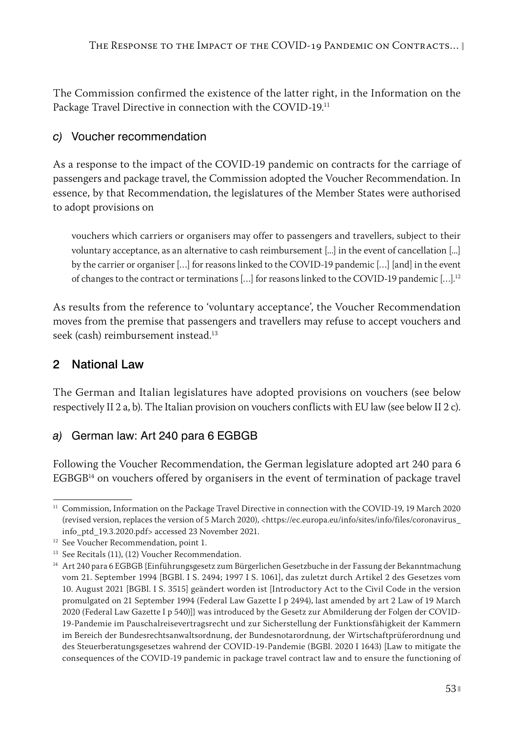The Commission confirmed the existence of the latter right, in the Information on the Package Travel Directive in connection with the COVID-19.[11]

### c) Voucher recommendation

As a response to the impact of the COVID-19 pandemic on contracts for the carriage of passengers and package travel, the Commission adopted the Voucher Recommendation. In essence, by that Recommendation, the legislatures of the Member States were authorised to adopt provisions on

> vouchers which carriers or organisers may offer to passengers and travellers, subject to their voluntary acceptance, as an alternative to cash reimbursement [...] in the event of cancellation [...] by the carrier or organiser [...] for reasons linked to the COVID-19 pandemic [...] [and] in the event of changes to the contract or terminations [...] for reasons linked to the COVID-19 pandemic [...].[12]

As results from the reference to 'voluntary acceptance', the Voucher Recommendation moves from the premise that passengers and travellers may refuse to accept vouchers and seek (cash) reimbursement instead.[13]

## 2 National Law

The German and Italian legislatures have adopted provisions on vouchers (see below respectively II 2 a, b). The Italian provision on vouchers conflicts with EU law (see below II 2 c).

### a) German law: Art 240 para 6 EGBGB

Following the Voucher Recommendation, the German legislature adopted art 240 para 6 EGBGB[14] on vouchers offered by organisers in the event of termination of package travel

---

[11] Commission, Information on the Package Travel Directive in connection with the COVID-19, 19 March 2020 (revised version, replaces the version of 5 March 2020), <https://ec.europa.eu/info/sites/info/files/coronavirus_info_ptd_19.3.2020.pdf> accessed 23 November 2021.

[12] See Voucher Recommendation, point 1.

[13] See Recitals (11), (12) Voucher Recommendation.

[14] Art 240 para 6 EGBGB {Einführungsgesetz zum Bürgerlichen Gesetzbuche in der Fassung der Bekanntmachung vom 21. September 1994 [BGBl. I S. 2494; 1997 I S. 1061], das zuletzt durch Artikel 2 des Gesetzes vom 10. August 2021 [BGBl. I S. 3515] geändert worden ist [Introductory Act to the Civil Code in the version promulgated on 21 September 1994 (Federal Law Gazette I p 2494), last amended by art 2 Law of 19 March 2020 (Federal Law Gazette I p 540)]} was introduced by the Gesetz zur Abmilderung der Folgen der COVID-19-Pandemie im Pauschalreisevertragsrecht und zur Sicherstellung der Funktionsfähigkeit der Kammern im Bereich der Bundesrechtsanwaltsordnung, der Bundesnotarordnung, der Wirtschaftprüferordnung und des Steuerberatungsgesetzes wahrend der COVID-19-Pandemie (BGBl. 2020 I 1643) [Law to mitigate the consequences of the COVID-19 pandemic in package travel contract law and to ensure the functioning of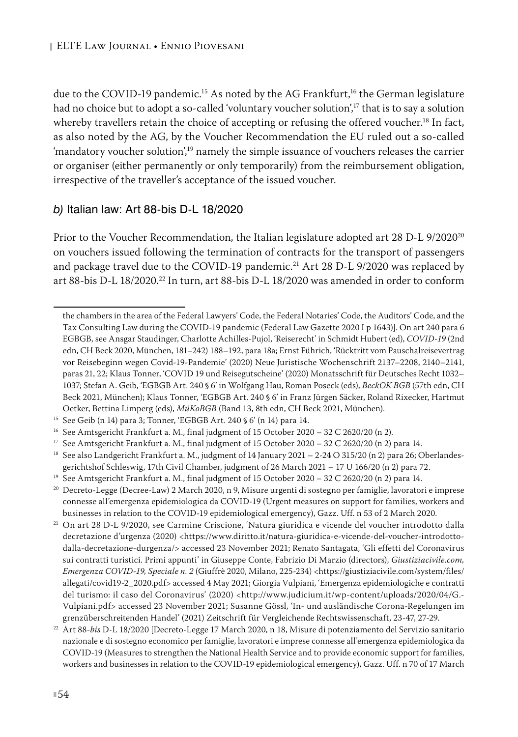due to the COVID-19 pandemic.[15] As noted by the AG Frankfurt,[16] the German legislature had no choice but to adopt a so-called 'voluntary voucher solution',[17] that is to say a solution whereby travellers retain the choice of accepting or refusing the offered voucher.[18] In fact, as also noted by the AG, by the Voucher Recommendation the EU ruled out a so-called 'mandatory voucher solution',[19] namely the simple issuance of vouchers releases the carrier or organiser (either permanently or only temporarily) from the reimbursement obligation, irrespective of the traveller's acceptance of the issued voucher.

### *b)* Italian law: Art 88-bis D-L 18/2020

Prior to the Voucher Recommendation, the Italian legislature adopted art 28 D-L 9/2020[20] on vouchers issued following the termination of contracts for the transport of passengers and package travel due to the COVID-19 pandemic.[21] Art 28 D-L 9/2020 was replaced by art 88-bis D-L 18/2020.[22] In turn, art 88-bis D-L 18/2020 was amended in order to conform

---

the chambers in the area of the Federal Lawyers' Code, the Federal Notaries' Code, the Auditors' Code, and the Tax Consulting Law during the COVID-19 pandemic (Federal Law Gazette 2020 I p 1643)]. On art 240 para 6 EGBGB, see Ansgar Staudinger, Charlotte Achilles-Pujol, 'Reiserecht' in Schmidt Hubert (ed), *COVID-19* (2nd edn, CH Beck 2020, München, 181–242) 188–192, para 18a; Ernst Führich, 'Rücktritt vom Pauschalreisevertrag vor Reisebeginn wegen Covid-19-Pandemie' (2020) Neue Juristische Wochenschrift 2137–2208, 2140–2141, paras 21, 22; Klaus Tonner, 'COVID 19 und Reisegutscheine' (2020) Monatsschrift für Deutsches Recht 1032–1037; Stefan A. Geib, 'EGBGB Art. 240 § 6' in Wolfgang Hau, Roman Poseck (eds), *BeckOK BGB* (57th edn, CH Beck 2021, München); Klaus Tonner, 'EGBGB Art. 240 § 6' in Franz Jürgen Säcker, Roland Rixecker, Hartmut Oetker, Bettina Limperg (eds), *MüKoBGB* (Band 13, 8th edn, CH Beck 2021, München).

[15] See Geib (n 14) para 3; Tonner, 'EGBGB Art. 240 § 6' (n 14) para 14.

[16] See Amtsgericht Frankfurt a. M., final judgment of 15 October 2020 – 32 C 2620/20 (n 2).

[17] See Amtsgericht Frankfurt a. M., final judgment of 15 October 2020 – 32 C 2620/20 (n 2) para 14.

[18] See also Landgericht Frankfurt a. M., judgment of 14 January 2021 – 2-24 O 315/20 (n 2) para 26; Oberlandesgerichtshof Schleswig, 17th Civil Chamber, judgment of 26 March 2021 – 17 U 166/20 (n 2) para 72.

[19] See Amtsgericht Frankfurt a. M., final judgment of 15 October 2020 – 32 C 2620/20 (n 2) para 14.

[20] Decreto-Legge (Decree-Law) 2 March 2020, n 9, Misure urgenti di sostegno per famiglie, lavoratori e imprese connesse all'emergenza epidemiologica da COVID-19 (Urgent measures on support for families, workers and businesses in relation to the COVID-19 epidemiological emergency), Gazz. Uff. n 53 of 2 March 2020.

[21] On art 28 D-L 9/2020, see Carmine Criscione, 'Natura giuridica e vicende del voucher introdotto dalla decretazione d'urgenza (2020) <https://www.diritto.it/natura-giuridica-e-vicende-del-voucher-introdotto-dalla-decretazione-durgenza/> accessed 23 November 2021; Renato Santagata, 'Gli effetti del Coronavirus sui contratti turistici. Primi appunti' in Giuseppe Conte, Fabrizio Di Marzio (directors), *Giustiziacivile.com, Emergenza COVID-19, Speciale n. 2* (Giuffrè 2020, Milano, 225-234) <https://giustiziacivile.com/system/files/allegati/covid19-2_2020.pdf> accessed 4 May 2021; Giorgia Vulpiani, 'Emergenza epidemiologiche e contratti del turismo: il caso del Coronavirus' (2020) <http://www.judicium.it/wp-content/uploads/2020/04/G.-Vulpiani.pdf> accessed 23 November 2021; Susanne Gössl, 'In- und ausländische Corona-Regelungen im grenzüberschreitenden Handel' (2021) Zeitschrift für Vergleichende Rechtswissenschaft, 23-47, 27-29.

[22] Art 88-*bis* D-L 18/2020 [Decreto-Legge 17 March 2020, n 18, Misure di potenziamento del Servizio sanitario nazionale e di sostegno economico per famiglie, lavoratori e imprese connesse all'emergenza epidemiologica da COVID-19 (Measures to strengthen the National Health Service and to provide economic support for families, workers and businesses in relation to the COVID-19 epidemiological emergency), Gazz. Uff. n 70 of 17 March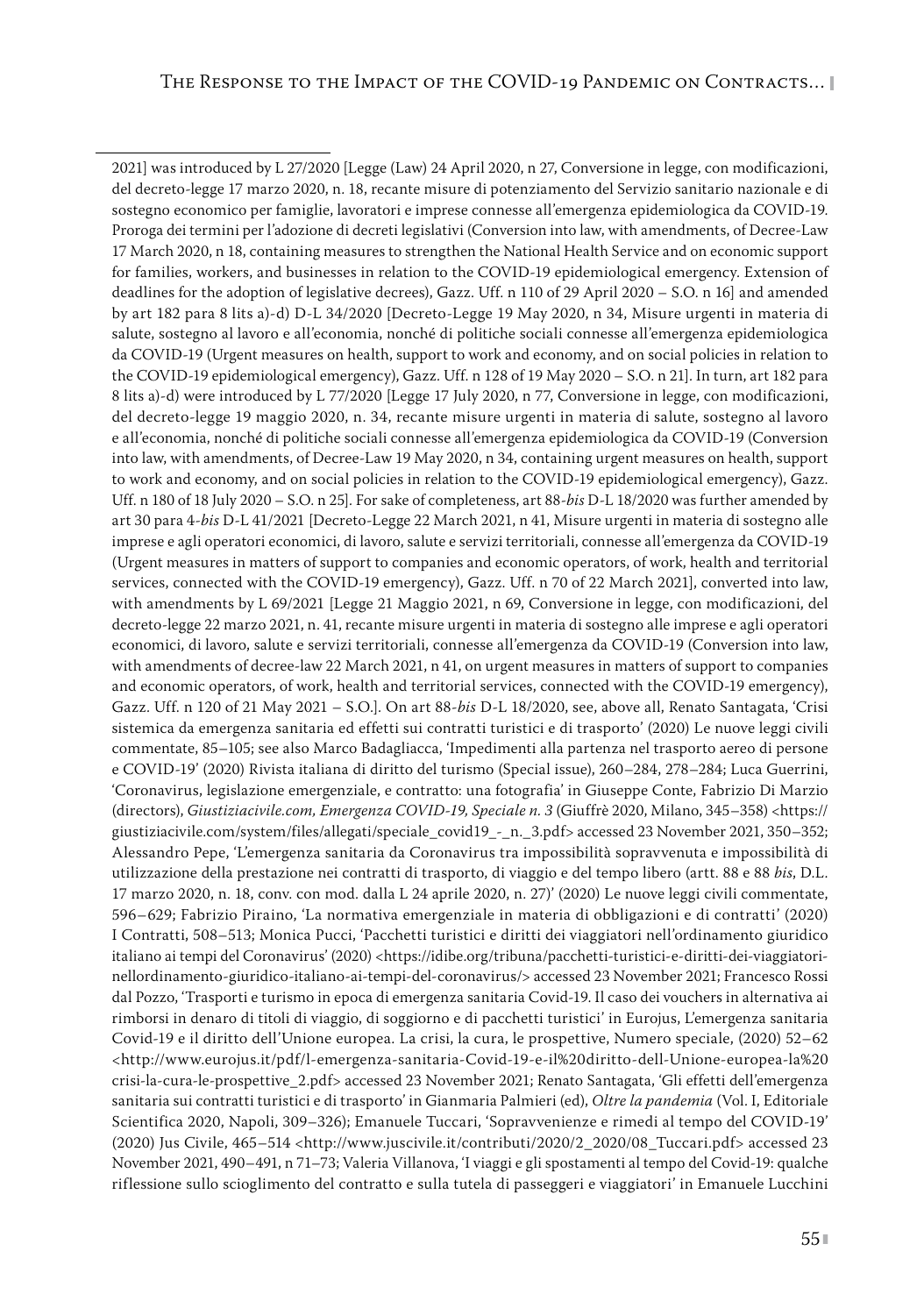2021] was introduced by L 27/2020 [Legge (Law) 24 April 2020, n 27, Conversione in legge, con modificazioni, del decreto-legge 17 marzo 2020, n. 18, recante misure di potenziamento del Servizio sanitario nazionale e di sostegno economico per famiglie, lavoratori e imprese connesse all'emergenza epidemiologica da COVID-19. Proroga dei termini per l'adozione di decreti legislativi (Conversion into law, with amendments, of Decree-Law 17 March 2020, n 18, containing measures to strengthen the National Health Service and on economic support for families, workers, and businesses in relation to the COVID-19 epidemiological emergency. Extension of deadlines for the adoption of legislative decrees), Gazz. Uff. n 110 of 29 April 2020 – S.O. n 16] and amended by art 182 para 8 lits a)-d) D-L 34/2020 [Decreto-Legge 19 May 2020, n 34, Misure urgenti in materia di salute, sostegno al lavoro e all'economia, nonché di politiche sociali connesse all'emergenza epidemiologica da COVID-19 (Urgent measures on health, support to work and economy, and on social policies in relation to the COVID-19 epidemiological emergency), Gazz. Uff. n 128 of 19 May 2020 – S.O. n 21]. In turn, art 182 para 8 lits a)-d) were introduced by L 77/2020 [Legge 17 July 2020, n 77, Conversione in legge, con modificazioni, del decreto-legge 19 maggio 2020, n. 34, recante misure urgenti in materia di salute, sostegno al lavoro e all'economia, nonché di politiche sociali connesse all'emergenza epidemiologica da COVID-19 (Conversion into law, with amendments, of Decree-Law 19 May 2020, n 34, containing urgent measures on health, support to work and economy, and on social policies in relation to the COVID-19 epidemiological emergency), Gazz. Uff. n 180 of 18 July 2020 – S.O. n 25]. For sake of completeness, art 88-*bis* D-L 18/2020 was further amended by art 30 para 4-*bis* D-L 41/2021 [Decreto-Legge 22 March 2021, n 41, Misure urgenti in materia di sostegno alle imprese e agli operatori economici, di lavoro, salute e servizi territoriali, connesse all'emergenza da COVID-19 (Urgent measures in matters of support to companies and economic operators, of work, health and territorial services, connected with the COVID-19 emergency), Gazz. Uff. n 70 of 22 March 2021], converted into law, with amendments by L 69/2021 [Legge 21 Maggio 2021, n 69, Conversione in legge, con modificazioni, del decreto-legge 22 marzo 2021, n. 41, recante misure urgenti in materia di sostegno alle imprese e agli operatori economici, di lavoro, salute e servizi territoriali, connesse all'emergenza da COVID-19 (Conversion into law, with amendments of decree-law 22 March 2021, n 41, on urgent measures in matters of support to companies and economic operators, of work, health and territorial services, connected with the COVID-19 emergency), Gazz. Uff. n 120 of 21 May 2021 – S.O.]. On art 88-*bis* D-L 18/2020, see, above all, Renato Santagata, 'Crisi sistemica da emergenza sanitaria ed effetti sui contratti turistici e di trasporto' (2020) Le nuove leggi civili commentate, 85–105; see also Marco Badagliacca, 'Impedimenti alla partenza nel trasporto aereo di persone e COVID-19' (2020) Rivista italiana di diritto del turismo (Special issue), 260–284, 278–284; Luca Guerrini, 'Coronavirus, legislazione emergenziale, e contratto: una fotografia' in Giuseppe Conte, Fabrizio Di Marzio (directors), *Giustiziacivile.com, Emergenza COVID-19, Speciale n. 3* (Giuffrè 2020, Milano, 345–358) <https://giustiziacivile.com/system/files/allegati/speciale_covid19_-_n._3.pdf> accessed 23 November 2021, 350–352; Alessandro Pepe, 'L'emergenza sanitaria da Coronavirus tra impossibilità sopravvenuta e impossibilità di utilizzazione della prestazione nei contratti di trasporto, di viaggio e del tempo libero (artt. 88 e 88 *bis*, D.L. 17 marzo 2020, n. 18, conv. con mod. dalla L 24 aprile 2020, n. 27)' (2020) Le nuove leggi civili commentate, 596–629; Fabrizio Piraino, 'La normativa emergenziale in materia di obbligazioni e di contratti' (2020) I Contratti, 508–513; Monica Pucci, 'Pacchetti turistici e diritti dei viaggiatori nell'ordinamento giuridico italiano ai tempi del Coronavirus' (2020) <https://idibe.org/tribuna/pacchetti-turistici-e-diritti-dei-viaggiatori-nellordinamento-giuridico-italiano-ai-tempi-del-coronavirus/> accessed 23 November 2021; Francesco Rossi dal Pozzo, 'Trasporti e turismo in epoca di emergenza sanitaria Covid-19. Il caso dei vouchers in alternativa ai rimborsi in denaro di titoli di viaggio, di soggiorno e di pacchetti turistici' in Eurojus, L'emergenza sanitaria Covid-19 e il diritto dell'Unione europea. La crisi, la cura, le prospettive, Numero speciale, (2020) 52–62 <http://www.eurojus.it/pdf/l-emergenza-sanitaria-Covid-19-e-il%20diritto-dell-Unione-europea-la%20crisi-la-cura-le-prospettive_2.pdf> accessed 23 November 2021; Renato Santagata, 'Gli effetti dell'emergenza sanitaria sui contratti turistici e di trasporto' in Gianmaria Palmieri (ed), *Oltre la pandemia* (Vol. I, Editoriale Scientifica 2020, Napoli, 309–326); Emanuele Tuccari, 'Sopravvenienze e rimedi al tempo del COVID-19' (2020) Jus Civile, 465–514 <http://www.juscivile.it/contributi/2020/2_2020/08_Tuccari.pdf> accessed 23 November 2021, 490–491, n 71–73; Valeria Villanova, 'I viaggi e gli spostamenti al tempo del Covid-19: qualche riflessione sullo scioglimento del contratto e sulla tutela di passeggeri e viaggiatori' in Emanuele Lucchini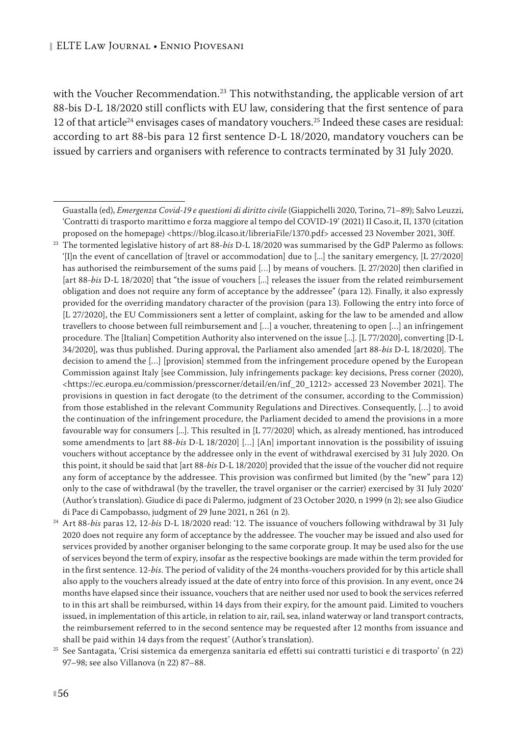with the Voucher Recommendation.[23] This notwithstanding, the applicable version of art 88-bis D-L 18/2020 still conflicts with EU law, considering that the first sentence of para 12 of that article[24] envisages cases of mandatory vouchers.[25] Indeed these cases are residual: according to art 88-bis para 12 first sentence D-L 18/2020, mandatory vouchers can be issued by carriers and organisers with reference to contracts terminated by 31 July 2020.

---

Guastalla (ed), *Emergenza Covid-19 e questioni di diritto civile* (Giappichelli 2020, Torino, 71–89); Salvo Leuzzi, 'Contratti di trasporto marittimo e forza maggiore al tempo del COVID-19' (2021) Il Caso.it, II, 1370 (citation proposed on the homepage) <https://blog.ilcaso.it/libreriaFile/1370.pdf> accessed 23 November 2021, 30ff.

[23] The tormented legislative history of art 88-*bis* D-L 18/2020 was summarised by the GdP Palermo as follows: '[I]n the event of cancellation of [travel or accommodation] due to [...] the sanitary emergency, [L 27/2020] has authorised the reimbursement of the sums paid […] by means of vouchers. [L 27/2020] then clarified in [art 88-*bis* D-L 18/2020] that "the issue of vouchers [...] releases the issuer from the related reimbursement obligation and does not require any form of acceptance by the addressee" (para 12). Finally, it also expressly provided for the overriding mandatory character of the provision (para 13). Following the entry into force of [L 27/2020], the EU Commissioners sent a letter of complaint, asking for the law to be amended and allow travellers to choose between full reimbursement and […] a voucher, threatening to open […] an infringement procedure. The [Italian] Competition Authority also intervened on the issue [...]. [L 77/2020], converting [D-L 34/2020], was thus published. During approval, the Parliament also amended [art 88-*bis* D-L 18/2020]. The decision to amend the […] [provision] stemmed from the infringement procedure opened by the European Commission against Italy [see Commission, July infringements package: key decisions, Press corner (2020), <https://ec.europa.eu/commission/presscorner/detail/en/inf_20_1212> accessed 23 November 2021]. The provisions in question in fact derogate (to the detriment of the consumer, according to the Commission) from those established in the relevant Community Regulations and Directives. Consequently, […] to avoid the continuation of the infringement procedure, the Parliament decided to amend the provisions in a more favourable way for consumers [...]. This resulted in [L 77/2020] which, as already mentioned, has introduced some amendments to [art 88-*bis* D-L 18/2020] […] [An] important innovation is the possibility of issuing vouchers without acceptance by the addressee only in the event of withdrawal exercised by 31 July 2020. On this point, it should be said that [art 88-*bis* D-L 18/2020] provided that the issue of the voucher did not require any form of acceptance by the addressee. This provision was confirmed but limited (by the "new" para 12) only to the case of withdrawal (by the traveller, the travel organiser or the carrier) exercised by 31 July 2020' (Author's translation). Giudice di pace di Palermo, judgment of 23 October 2020, n 1999 (n 2); see also Giudice di Pace di Campobasso, judgment of 29 June 2021, n 261 (n 2).

[24] Art 88-*bis* paras 12, 12-*bis* D-L 18/2020 read: '12. The issuance of vouchers following withdrawal by 31 July 2020 does not require any form of acceptance by the addressee. The voucher may be issued and also used for services provided by another organiser belonging to the same corporate group. It may be used also for the use of services beyond the term of expiry, insofar as the respective bookings are made within the term provided for in the first sentence. 12-*bis*. The period of validity of the 24 months-vouchers provided for by this article shall also apply to the vouchers already issued at the date of entry into force of this provision. In any event, once 24 months have elapsed since their issuance, vouchers that are neither used nor used to book the services referred to in this art shall be reimbursed, within 14 days from their expiry, for the amount paid. Limited to vouchers issued, in implementation of this article, in relation to air, rail, sea, inland waterway or land transport contracts, the reimbursement referred to in the second sentence may be requested after 12 months from issuance and shall be paid within 14 days from the request' (Author's translation).

[25] See Santagata, 'Crisi sistemica da emergenza sanitaria ed effetti sui contratti turistici e di trasporto' (n 22) 97–98; see also Villanova (n 22) 87–88.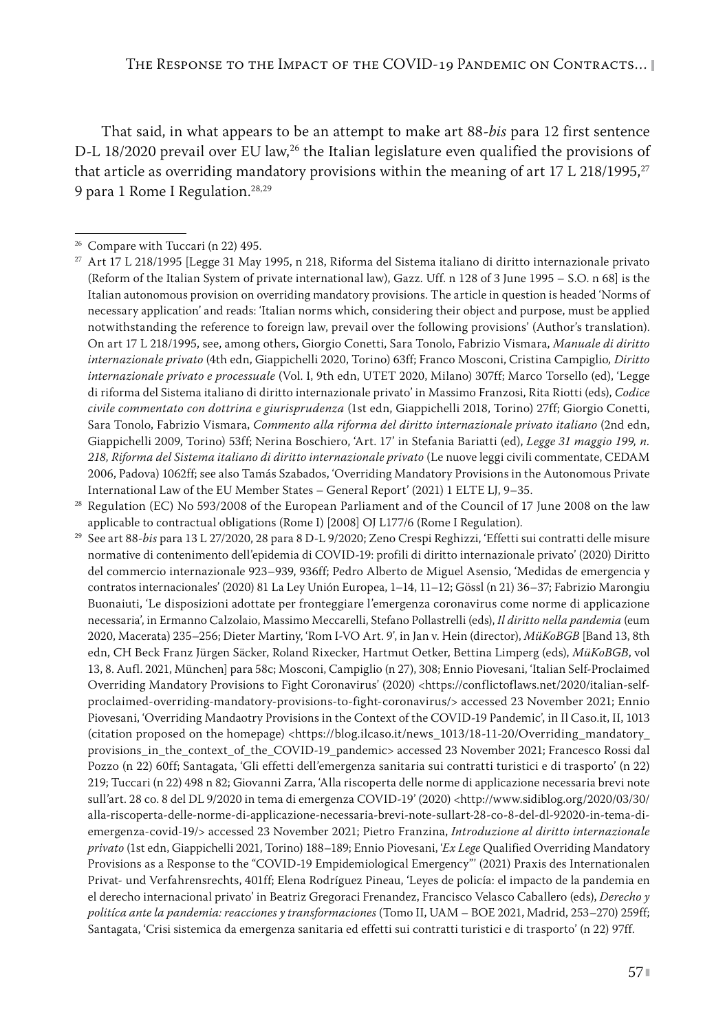That said, in what appears to be an attempt to make art 88-*bis* para 12 first sentence D-L 18/2020 prevail over EU law,[26] the Italian legislature even qualified the provisions of that article as overriding mandatory provisions within the meaning of art 17 L 218/1995,[27] 9 para 1 Rome I Regulation.[28,29]

---

[26] Compare with Tuccari (n 22) 495.

[27] Art 17 L 218/1995 [Legge 31 May 1995, n 218, Riforma del Sistema italiano di diritto internazionale privato (Reform of the Italian System of private international law), Gazz. Uff. n 128 of 3 June 1995 – S.O. n 68] is the Italian autonomous provision on overriding mandatory provisions. The article in question is headed 'Norms of necessary application' and reads: 'Italian norms which, considering their object and purpose, must be applied notwithstanding the reference to foreign law, prevail over the following provisions' (Author's translation). On art 17 L 218/1995, see, among others, Giorgio Conetti, Sara Tonolo, Fabrizio Vismara, *Manuale di diritto internazionale privato* (4th edn, Giappichelli 2020, Torino) 63ff; Franco Mosconi, Cristina Campiglio, *Diritto internazionale privato e processuale* (Vol. I, 9th edn, UTET 2020, Milano) 307ff; Marco Torsello (ed), 'Legge di riforma del Sistema italiano di diritto internazionale privato' in Massimo Franzosi, Rita Riotti (eds), *Codice civile commentato con dottrina e giurisprudenza* (1st edn, Giappichelli 2018, Torino) 27ff; Giorgio Conetti, Sara Tonolo, Fabrizio Vismara, *Commento alla riforma del diritto internazionale privato italiano* (2nd edn, Giappichelli 2009, Torino) 53ff; Nerina Boschiero, 'Art. 17' in Stefania Bariatti (ed), *Legge 31 maggio 199, n. 218, Riforma del Sistema italiano di diritto internazionale privato* (Le nuove leggi civili commentate, CEDAM 2006, Padova) 1062ff; see also Tamás Szabados, 'Overriding Mandatory Provisions in the Autonomous Private International Law of the EU Member States – General Report' (2021) 1 ELTE LJ, 9–35.

[28] Regulation (EC) No 593/2008 of the European Parliament and of the Council of 17 June 2008 on the law applicable to contractual obligations (Rome I) [2008] OJ L177/6 (Rome I Regulation).

[29] See art 88-*bis* para 13 L 27/2020, 28 para 8 D-L 9/2020; Zeno Crespi Reghizzi, 'Effetti sui contratti delle misure normative di contenimento dell'epidemia di COVID-19: profili di diritto internazionale privato' (2020) Diritto del commercio internazionale 923–939, 936ff; Pedro Alberto de Miguel Asensio, 'Medidas de emergencia y contratos internacionales' (2020) 81 La Ley Unión Europea, 1–14, 11–12; Gössl (n 21) 36–37; Fabrizio Marongiu Buonaiuti, 'Le disposizioni adottate per fronteggiare l'emergenza coronavirus come norme di applicazione necessaria', in Ermanno Calzolaio, Massimo Meccarelli, Stefano Pollastrelli (eds), *Il diritto nella pandemia* (eum 2020, Macerata) 235–256; Dieter Martiny, 'Rom I-VO Art. 9', in Jan v. Hein (director), *MüKoBGB* [Band 13, 8th edn, CH Beck Franz Jürgen Säcker, Roland Rixecker, Hartmut Oetker, Bettina Limperg (eds), *MüKoBGB*, vol 13, 8. Aufl. 2021, München] para 58c; Mosconi, Campiglio (n 27), 308; Ennio Piovesani, 'Italian Self-Proclaimed Overriding Mandatory Provisions to Fight Coronavirus' (2020) <https://conflictoflaws.net/2020/italian-self-proclaimed-overriding-mandatory-provisions-to-fight-coronavirus/> accessed 23 November 2021; Ennio Piovesani, 'Overriding Mandaotry Provisions in the Context of the COVID-19 Pandemic', in Il Caso.it, II, 1013 (citation proposed on the homepage) <https://blog.ilcaso.it/news_1013/18-11-20/Overriding_mandatory_provisions_in_the_context_of_the_COVID-19_pandemic> accessed 23 November 2021; Francesco Rossi dal Pozzo (n 22) 60ff; Santagata, 'Gli effetti dell'emergenza sanitaria sui contratti turistici e di trasporto' (n 22) 219; Tuccari (n 22) 498 n 82; Giovanni Zarra, 'Alla riscoperta delle norme di applicazione necessaria brevi note sull'art. 28 co. 8 del DL 9/2020 in tema di emergenza COVID-19' (2020) <http://www.sidiblog.org/2020/03/30/alla-riscoperta-delle-norme-di-applicazione-necessaria-brevi-note-sullart-28-co-8-del-dl-92020-in-tema-di-emergenza-covid-19/> accessed 23 November 2021; Pietro Franzina, *Introduzione al diritto internazionale privato* (1st edn, Giappichelli 2021, Torino) 188–189; Ennio Piovesani, '*Ex Lege* Qualified Overriding Mandatory Provisions as a Response to the "COVID-19 Empidemiological Emergency"' (2021) Praxis des Internationalen Privat- und Verfahrensrechts, 401ff; Elena Rodríguez Pineau, 'Leyes de policía: el impacto de la pandemia en el derecho internacional privado' in Beatriz Gregoraci Frenandez, Francisco Velasco Caballero (eds), *Derecho y politíca ante la pandemia: reacciones y transformaciones* (Tomo II, UAM – BOE 2021, Madrid, 253–270) 259ff; Santagata, 'Crisi sistemica da emergenza sanitaria ed effetti sui contratti turistici e di trasporto' (n 22) 97ff.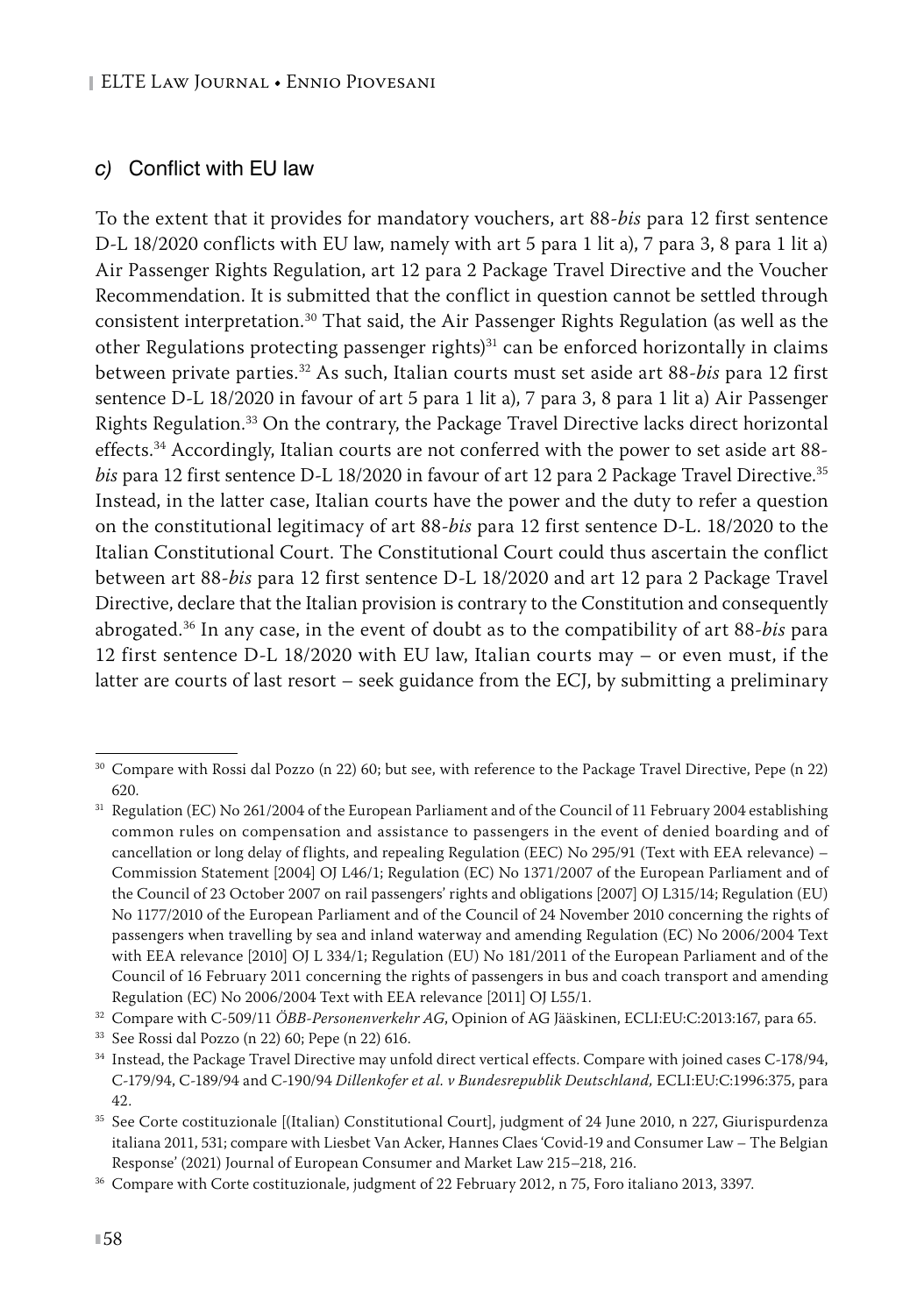### *c)* Conflict with EU law

To the extent that it provides for mandatory vouchers, art 88-*bis* para 12 first sentence D-L 18/2020 conflicts with EU law, namely with art 5 para 1 lit a), 7 para 3, 8 para 1 lit a) Air Passenger Rights Regulation, art 12 para 2 Package Travel Directive and the Voucher Recommendation. It is submitted that the conflict in question cannot be settled through consistent interpretation.[30] That said, the Air Passenger Rights Regulation (as well as the other Regulations protecting passenger rights)[31] can be enforced horizontally in claims between private parties.[32] As such, Italian courts must set aside art 88-*bis* para 12 first sentence D-L 18/2020 in favour of art 5 para 1 lit a), 7 para 3, 8 para 1 lit a) Air Passenger Rights Regulation.[33] On the contrary, the Package Travel Directive lacks direct horizontal effects.[34] Accordingly, Italian courts are not conferred with the power to set aside art 88-*bis* para 12 first sentence D-L 18/2020 in favour of art 12 para 2 Package Travel Directive.[35] Instead, in the latter case, Italian courts have the power and the duty to refer a question on the constitutional legitimacy of art 88-*bis* para 12 first sentence D-L. 18/2020 to the Italian Constitutional Court. The Constitutional Court could thus ascertain the conflict between art 88-*bis* para 12 first sentence D-L 18/2020 and art 12 para 2 Package Travel Directive, declare that the Italian provision is contrary to the Constitution and consequently abrogated.[36] In any case, in the event of doubt as to the compatibility of art 88-*bis* para 12 first sentence D-L 18/2020 with EU law, Italian courts may – or even must, if the latter are courts of last resort – seek guidance from the ECJ, by submitting a preliminary

---

[30] Compare with Rossi dal Pozzo (n 22) 60; but see, with reference to the Package Travel Directive, Pepe (n 22) 620.

[31] Regulation (EC) No 261/2004 of the European Parliament and of the Council of 11 February 2004 establishing common rules on compensation and assistance to passengers in the event of denied boarding and of cancellation or long delay of flights, and repealing Regulation (EEC) No 295/91 (Text with EEA relevance) – Commission Statement [2004] OJ L46/1; Regulation (EC) No 1371/2007 of the European Parliament and of the Council of 23 October 2007 on rail passengers' rights and obligations [2007] OJ L315/14; Regulation (EU) No 1177/2010 of the European Parliament and of the Council of 24 November 2010 concerning the rights of passengers when travelling by sea and inland waterway and amending Regulation (EC) No 2006/2004 Text with EEA relevance [2010] OJ L 334/1; Regulation (EU) No 181/2011 of the European Parliament and of the Council of 16 February 2011 concerning the rights of passengers in bus and coach transport and amending Regulation (EC) No 2006/2004 Text with EEA relevance [2011] OJ L55/1.

[32] Compare with C-509/11 *ÖBB-Personenverkehr AG*, Opinion of AG Jääskinen, ECLI:EU:C:2013:167, para 65.

[33] See Rossi dal Pozzo (n 22) 60; Pepe (n 22) 616.

[34] Instead, the Package Travel Directive may unfold direct vertical effects. Compare with joined cases C-178/94, C-179/94, C-189/94 and C-190/94 *Dillenkofer et al. v Bundesrepublik Deutschland,* ECLI:EU:C:1996:375, para 42.

[35] See Corte costituzionale [(Italian) Constitutional Court], judgment of 24 June 2010, n 227, Giurispurdenza italiana 2011, 531; compare with Liesbet Van Acker, Hannes Claes 'Covid-19 and Consumer Law – The Belgian Response' (2021) Journal of European Consumer and Market Law 215–218, 216.

[36] Compare with Corte costituzionale, judgment of 22 February 2012, n 75, Foro italiano 2013, 3397.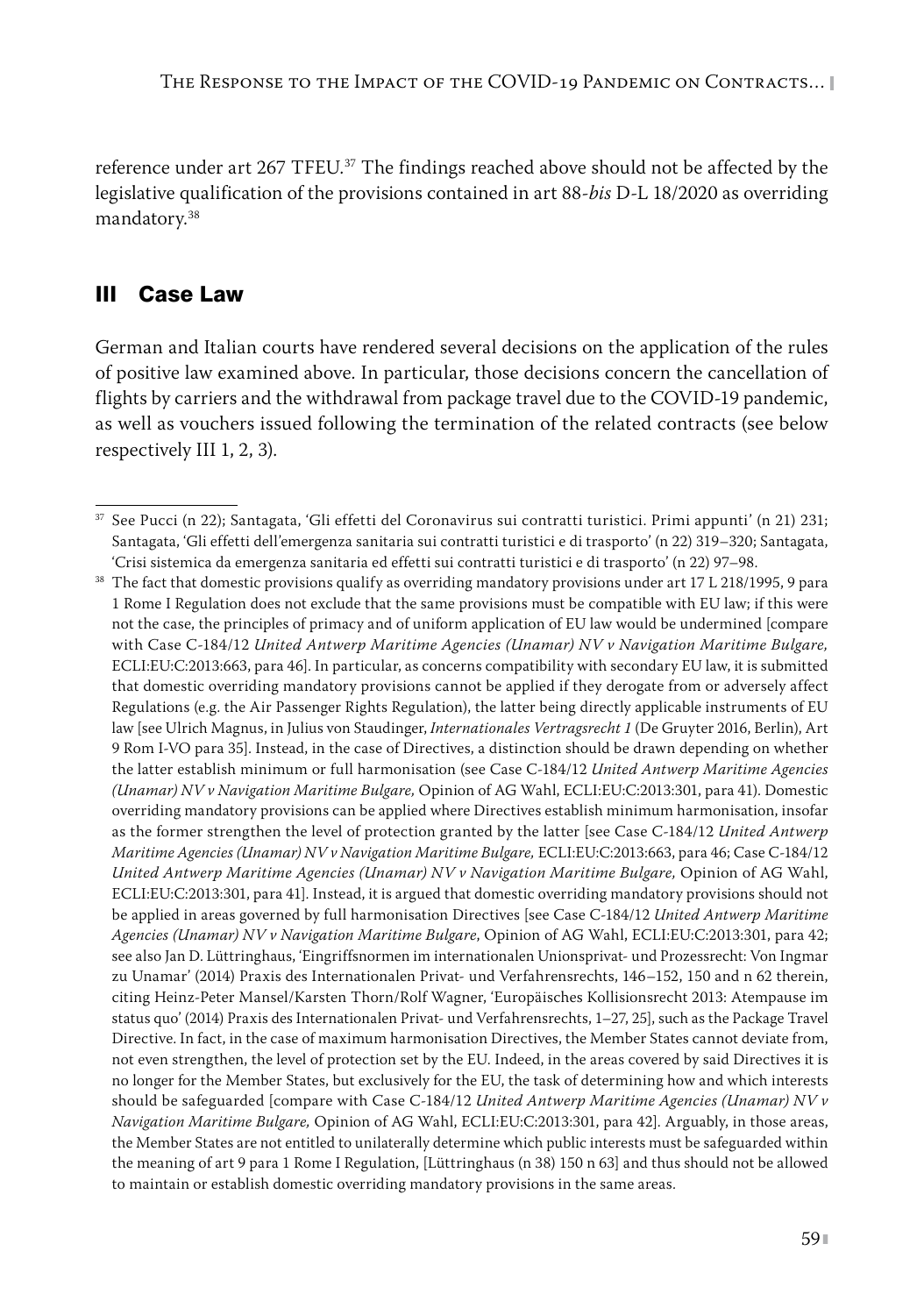reference under art 267 TFEU.[37] The findings reached above should not be affected by the legislative qualification of the provisions contained in art 88-*bis* D-L 18/2020 as overriding mandatory.[38]

## III Case Law

German and Italian courts have rendered several decisions on the application of the rules of positive law examined above. In particular, those decisions concern the cancellation of flights by carriers and the withdrawal from package travel due to the COVID-19 pandemic, as well as vouchers issued following the termination of the related contracts (see below respectively III 1, 2, 3).

---

[37] See Pucci (n 22); Santagata, 'Gli effetti del Coronavirus sui contratti turistici. Primi appunti' (n 21) 231; Santagata, 'Gli effetti dell'emergenza sanitaria sui contratti turistici e di trasporto' (n 22) 319–320; Santagata, 'Crisi sistemica da emergenza sanitaria ed effetti sui contratti turistici e di trasporto' (n 22) 97–98.

[38] The fact that domestic provisions qualify as overriding mandatory provisions under art 17 L 218/1995, 9 para 1 Rome I Regulation does not exclude that the same provisions must be compatible with EU law; if this were not the case, the principles of primacy and of uniform application of EU law would be undermined [compare with Case C-184/12 *United Antwerp Maritime Agencies (Unamar) NV v Navigation Maritime Bulgare,* ECLI:EU:C:2013:663, para 46]. In particular, as concerns compatibility with secondary EU law, it is submitted that domestic overriding mandatory provisions cannot be applied if they derogate from or adversely affect Regulations (e.g. the Air Passenger Rights Regulation), the latter being directly applicable instruments of EU law [see Ulrich Magnus, in Julius von Staudinger, *Internationales Vertragsrecht 1* (De Gruyter 2016, Berlin), Art 9 Rom I-VO para 35]. Instead, in the case of Directives, a distinction should be drawn depending on whether the latter establish minimum or full harmonisation (see Case C-184/12 *United Antwerp Maritime Agencies (Unamar) NV v Navigation Maritime Bulgare,* Opinion of AG Wahl, ECLI:EU:C:2013:301, para 41). Domestic overriding mandatory provisions can be applied where Directives establish minimum harmonisation, insofar as the former strengthen the level of protection granted by the latter [see Case C-184/12 *United Antwerp Maritime Agencies (Unamar) NV v Navigation Maritime Bulgare,* ECLI:EU:C:2013:663, para 46; Case C-184/12 *United Antwerp Maritime Agencies (Unamar) NV v Navigation Maritime Bulgare,* Opinion of AG Wahl, ECLI:EU:C:2013:301, para 41]. Instead, it is argued that domestic overriding mandatory provisions should not be applied in areas governed by full harmonisation Directives [see Case C-184/12 *United Antwerp Maritime Agencies (Unamar) NV v Navigation Maritime Bulgare*, Opinion of AG Wahl, ECLI:EU:C:2013:301, para 42; see also Jan D. Lüttringhaus, 'Eingriffsnormen im internationalen Unionsprivat- und Prozessrecht: Von Ingmar zu Unamar' (2014) Praxis des Internationalen Privat- und Verfahrensrechts, 146–152, 150 and n 62 therein, citing Heinz-Peter Mansel/Karsten Thorn/Rolf Wagner, 'Europäisches Kollisionsrecht 2013: Atempause im status quo' (2014) Praxis des Internationalen Privat- und Verfahrensrechts, 1–27, 25], such as the Package Travel Directive. In fact, in the case of maximum harmonisation Directives, the Member States cannot deviate from, not even strengthen, the level of protection set by the EU. Indeed, in the areas covered by said Directives it is no longer for the Member States, but exclusively for the EU, the task of determining how and which interests should be safeguarded [compare with Case C-184/12 *United Antwerp Maritime Agencies (Unamar) NV v Navigation Maritime Bulgare,* Opinion of AG Wahl, ECLI:EU:C:2013:301, para 42]. Arguably, in those areas, the Member States are not entitled to unilaterally determine which public interests must be safeguarded within the meaning of art 9 para 1 Rome I Regulation, [Lüttringhaus (n 38) 150 n 63] and thus should not be allowed to maintain or establish domestic overriding mandatory provisions in the same areas.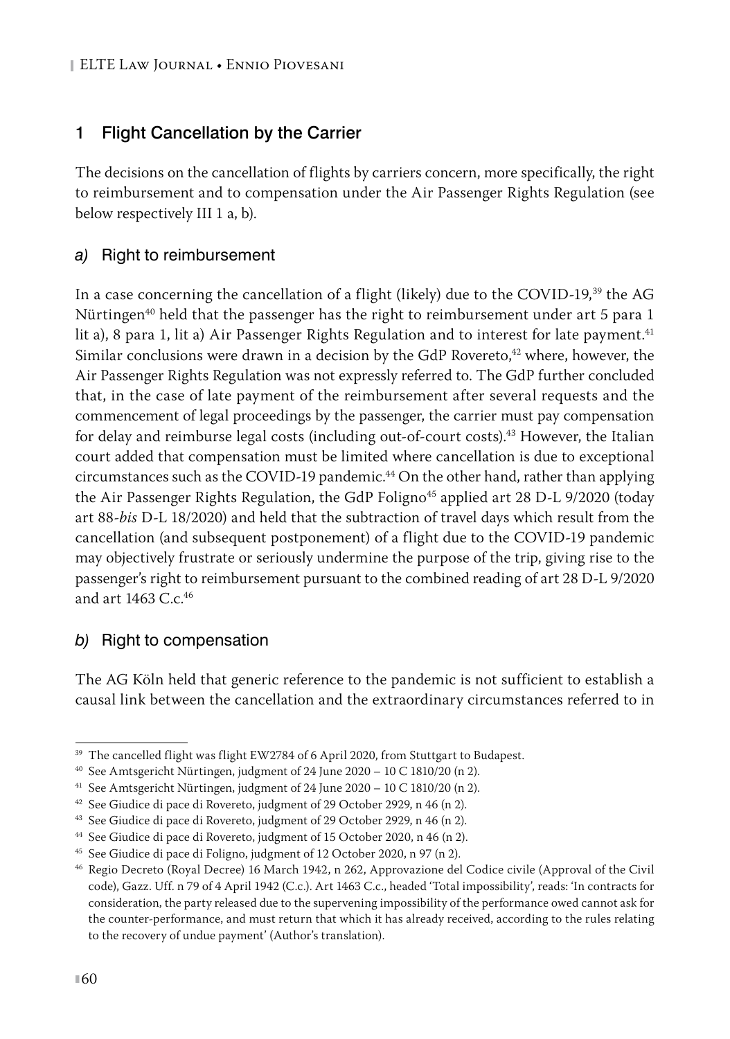## 1 Flight Cancellation by the Carrier

The decisions on the cancellation of flights by carriers concern, more specifically, the right to reimbursement and to compensation under the Air Passenger Rights Regulation (see below respectively III 1 a, b).

### *a)* Right to reimbursement

In a case concerning the cancellation of a flight (likely) due to the COVID-19,[39] the AG Nürtingen[40] held that the passenger has the right to reimbursement under art 5 para 1 lit a), 8 para 1, lit a) Air Passenger Rights Regulation and to interest for late payment.[41] Similar conclusions were drawn in a decision by the GdP Rovereto,[42] where, however, the Air Passenger Rights Regulation was not expressly referred to. The GdP further concluded that, in the case of late payment of the reimbursement after several requests and the commencement of legal proceedings by the passenger, the carrier must pay compensation for delay and reimburse legal costs (including out-of-court costs).[43] However, the Italian court added that compensation must be limited where cancellation is due to exceptional circumstances such as the COVID-19 pandemic.[44] On the other hand, rather than applying the Air Passenger Rights Regulation, the GdP Foligno[45] applied art 28 D-L 9/2020 (today art 88-*bis* D-L 18/2020) and held that the subtraction of travel days which result from the cancellation (and subsequent postponement) of a flight due to the COVID-19 pandemic may objectively frustrate or seriously undermine the purpose of the trip, giving rise to the passenger's right to reimbursement pursuant to the combined reading of art 28 D-L 9/2020 and art 1463 C.c.[46]

### *b)* Right to compensation

The AG Köln held that generic reference to the pandemic is not sufficient to establish a causal link between the cancellation and the extraordinary circumstances referred to in

---

[39] The cancelled flight was flight EW2784 of 6 April 2020, from Stuttgart to Budapest.

[40] See Amtsgericht Nürtingen, judgment of 24 June 2020 – 10 C 1810/20 (n 2).

[41] See Amtsgericht Nürtingen, judgment of 24 June 2020 – 10 C 1810/20 (n 2).

[42] See Giudice di pace di Rovereto, judgment of 29 October 2929, n 46 (n 2).

[43] See Giudice di pace di Rovereto, judgment of 29 October 2929, n 46 (n 2).

[44] See Giudice di pace di Rovereto, judgment of 15 October 2020, n 46 (n 2).

[45] See Giudice di pace di Foligno, judgment of 12 October 2020, n 97 (n 2).

[46] Regio Decreto (Royal Decree) 16 March 1942, n 262, Approvazione del Codice civile (Approval of the Civil code), Gazz. Uff. n 79 of 4 April 1942 (C.c.). Art 1463 C.c., headed 'Total impossibility', reads: 'In contracts for consideration, the party released due to the supervening impossibility of the performance owed cannot ask for the counter-performance, and must return that which it has already received, according to the rules relating to the recovery of undue payment' (Author's translation).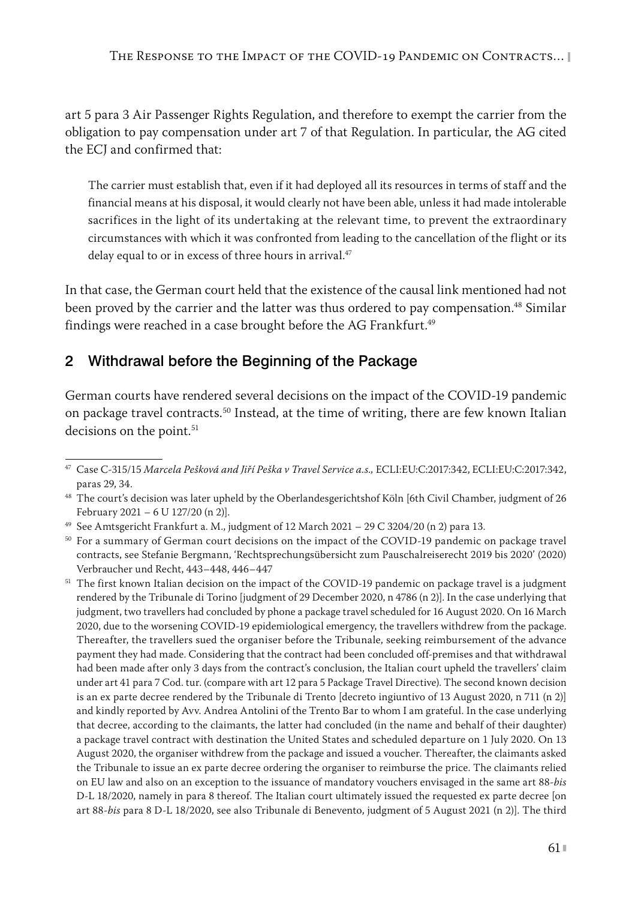art 5 para 3 Air Passenger Rights Regulation, and therefore to exempt the carrier from the obligation to pay compensation under art 7 of that Regulation. In particular, the AG cited the ECJ and confirmed that:

> The carrier must establish that, even if it had deployed all its resources in terms of staff and the financial means at his disposal, it would clearly not have been able, unless it had made intolerable sacrifices in the light of its undertaking at the relevant time, to prevent the extraordinary circumstances with which it was confronted from leading to the cancellation of the flight or its delay equal to or in excess of three hours in arrival.[47]

In that case, the German court held that the existence of the causal link mentioned had not been proved by the carrier and the latter was thus ordered to pay compensation.[48] Similar findings were reached in a case brought before the AG Frankfurt.[49]

## 2 Withdrawal before the Beginning of the Package

German courts have rendered several decisions on the impact of the COVID-19 pandemic on package travel contracts.[50] Instead, at the time of writing, there are few known Italian decisions on the point.[51]

---

[47] Case C-315/15 *Marcela Pešková and Jiří Peška v Travel Service a.s.,* ECLI:EU:C:2017:342, ECLI:EU:C:2017:342, paras 29, 34.

[48] The court's decision was later upheld by the Oberlandesgerichtshof Köln [6th Civil Chamber, judgment of 26 February 2021 – 6 U 127/20 (n 2)].

[49] See Amtsgericht Frankfurt a. M., judgment of 12 March 2021 – 29 C 3204/20 (n 2) para 13.

[50] For a summary of German court decisions on the impact of the COVID-19 pandemic on package travel contracts, see Stefanie Bergmann, 'Rechtsprechungsübersicht zum Pauschalreiserecht 2019 bis 2020' (2020) Verbraucher und Recht, 443–448, 446–447

[51] The first known Italian decision on the impact of the COVID-19 pandemic on package travel is a judgment rendered by the Tribunale di Torino [judgment of 29 December 2020, n 4786 (n 2)]. In the case underlying that judgment, two travellers had concluded by phone a package travel scheduled for 16 August 2020. On 16 March 2020, due to the worsening COVID-19 epidemiological emergency, the travellers withdrew from the package. Thereafter, the travellers sued the organiser before the Tribunale, seeking reimbursement of the advance payment they had made. Considering that the contract had been concluded off-premises and that withdrawal had been made after only 3 days from the contract's conclusion, the Italian court upheld the travellers' claim under art 41 para 7 Cod. tur. (compare with art 12 para 5 Package Travel Directive). The second known decision is an ex parte decree rendered by the Tribunale di Trento [decreto ingiuntivo of 13 August 2020, n 711 (n 2)] and kindly reported by Avv. Andrea Antolini of the Trento Bar to whom I am grateful. In the case underlying that decree, according to the claimants, the latter had concluded (in the name and behalf of their daughter) a package travel contract with destination the United States and scheduled departure on 1 July 2020. On 13 August 2020, the organiser withdrew from the package and issued a voucher. Thereafter, the claimants asked the Tribunale to issue an ex parte decree ordering the organiser to reimburse the price. The claimants relied on EU law and also on an exception to the issuance of mandatory vouchers envisaged in the same art 88-*bis* D-L 18/2020, namely in para 8 thereof. The Italian court ultimately issued the requested ex parte decree [on art 88-*bis* para 8 D-L 18/2020, see also Tribunale di Benevento, judgment of 5 August 2021 (n 2)]. The third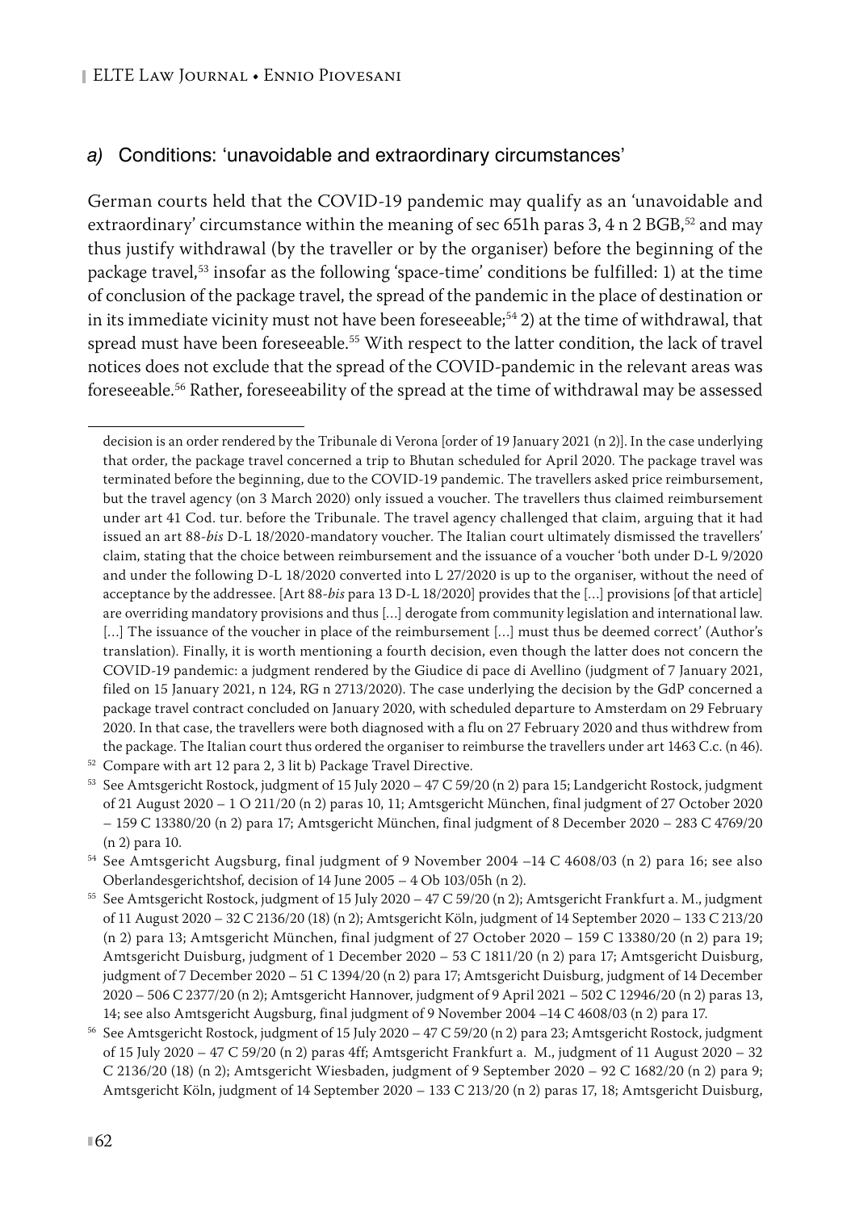### *a)* Conditions: 'unavoidable and extraordinary circumstances'

German courts held that the COVID-19 pandemic may qualify as an 'unavoidable and extraordinary' circumstance within the meaning of sec 651h paras 3, 4 n 2 BGB,[52] and may thus justify withdrawal (by the traveller or by the organiser) before the beginning of the package travel,[53] insofar as the following 'space-time' conditions be fulfilled: 1) at the time of conclusion of the package travel, the spread of the pandemic in the place of destination or in its immediate vicinity must not have been foreseeable;[54] 2) at the time of withdrawal, that spread must have been foreseeable.[55] With respect to the latter condition, the lack of travel notices does not exclude that the spread of the COVID-pandemic in the relevant areas was foreseeable.[56] Rather, foreseeability of the spread at the time of withdrawal may be assessed

---

decision is an order rendered by the Tribunale di Verona [order of 19 January 2021 (n 2)]. In the case underlying that order, the package travel concerned a trip to Bhutan scheduled for April 2020. The package travel was terminated before the beginning, due to the COVID-19 pandemic. The travellers asked price reimbursement, but the travel agency (on 3 March 2020) only issued a voucher. The travellers thus claimed reimbursement under art 41 Cod. tur. before the Tribunale. The travel agency challenged that claim, arguing that it had issued an art 88-*bis* D-L 18/2020-mandatory voucher. The Italian court ultimately dismissed the travellers' claim, stating that the choice between reimbursement and the issuance of a voucher 'both under D-L 9/2020 and under the following D-L 18/2020 converted into L 27/2020 is up to the organiser, without the need of acceptance by the addressee. [Art 88-*bis* para 13 D-L 18/2020] provides that the […] provisions [of that article] are overriding mandatory provisions and thus […] derogate from community legislation and international law. […] The issuance of the voucher in place of the reimbursement […] must thus be deemed correct' (Author's translation). Finally, it is worth mentioning a fourth decision, even though the latter does not concern the COVID-19 pandemic: a judgment rendered by the Giudice di pace di Avellino (judgment of 7 January 2021, filed on 15 January 2021, n 124, RG n 2713/2020). The case underlying the decision by the GdP concerned a package travel contract concluded on January 2020, with scheduled departure to Amsterdam on 29 February 2020. In that case, the travellers were both diagnosed with a flu on 27 February 2020 and thus withdrew from the package. The Italian court thus ordered the organiser to reimburse the travellers under art 1463 C.c. (n 46).

[52] Compare with art 12 para 2, 3 lit b) Package Travel Directive.

[53] See Amtsgericht Rostock, judgment of 15 July 2020 – 47 C 59/20 (n 2) para 15; Landgericht Rostock, judgment of 21 August 2020 – 1 O 211/20 (n 2) paras 10, 11; Amtsgericht München, final judgment of 27 October 2020 – 159 C 13380/20 (n 2) para 17; Amtsgericht München, final judgment of 8 December 2020 – 283 C 4769/20 (n 2) para 10.

[54] See Amtsgericht Augsburg, final judgment of 9 November 2004 –14 C 4608/03 (n 2) para 16; see also Oberlandesgerichtshof, decision of 14 June 2005 – 4 Ob 103/05h (n 2).

[55] See Amtsgericht Rostock, judgment of 15 July 2020 – 47 C 59/20 (n 2); Amtsgericht Frankfurt a. M., judgment of 11 August 2020 – 32 C 2136/20 (18) (n 2); Amtsgericht Köln, judgment of 14 September 2020 – 133 C 213/20 (n 2) para 13; Amtsgericht München, final judgment of 27 October 2020 – 159 C 13380/20 (n 2) para 19; Amtsgericht Duisburg, judgment of 1 December 2020 – 53 C 1811/20 (n 2) para 17; Amtsgericht Duisburg, judgment of 7 December 2020 – 51 C 1394/20 (n 2) para 17; Amtsgericht Duisburg, judgment of 14 December 2020 – 506 C 2377/20 (n 2); Amtsgericht Hannover, judgment of 9 April 2021 – 502 C 12946/20 (n 2) paras 13, 14; see also Amtsgericht Augsburg, final judgment of 9 November 2004 –14 C 4608/03 (n 2) para 17.

[56] See Amtsgericht Rostock, judgment of 15 July 2020 – 47 C 59/20 (n 2) para 23; Amtsgericht Rostock, judgment of 15 July 2020 – 47 C 59/20 (n 2) paras 4ff; Amtsgericht Frankfurt a. M., judgment of 11 August 2020 – 32 C 2136/20 (18) (n 2); Amtsgericht Wiesbaden, judgment of 9 September 2020 – 92 C 1682/20 (n 2) para 9; Amtsgericht Köln, judgment of 14 September 2020 – 133 C 213/20 (n 2) paras 17, 18; Amtsgericht Duisburg,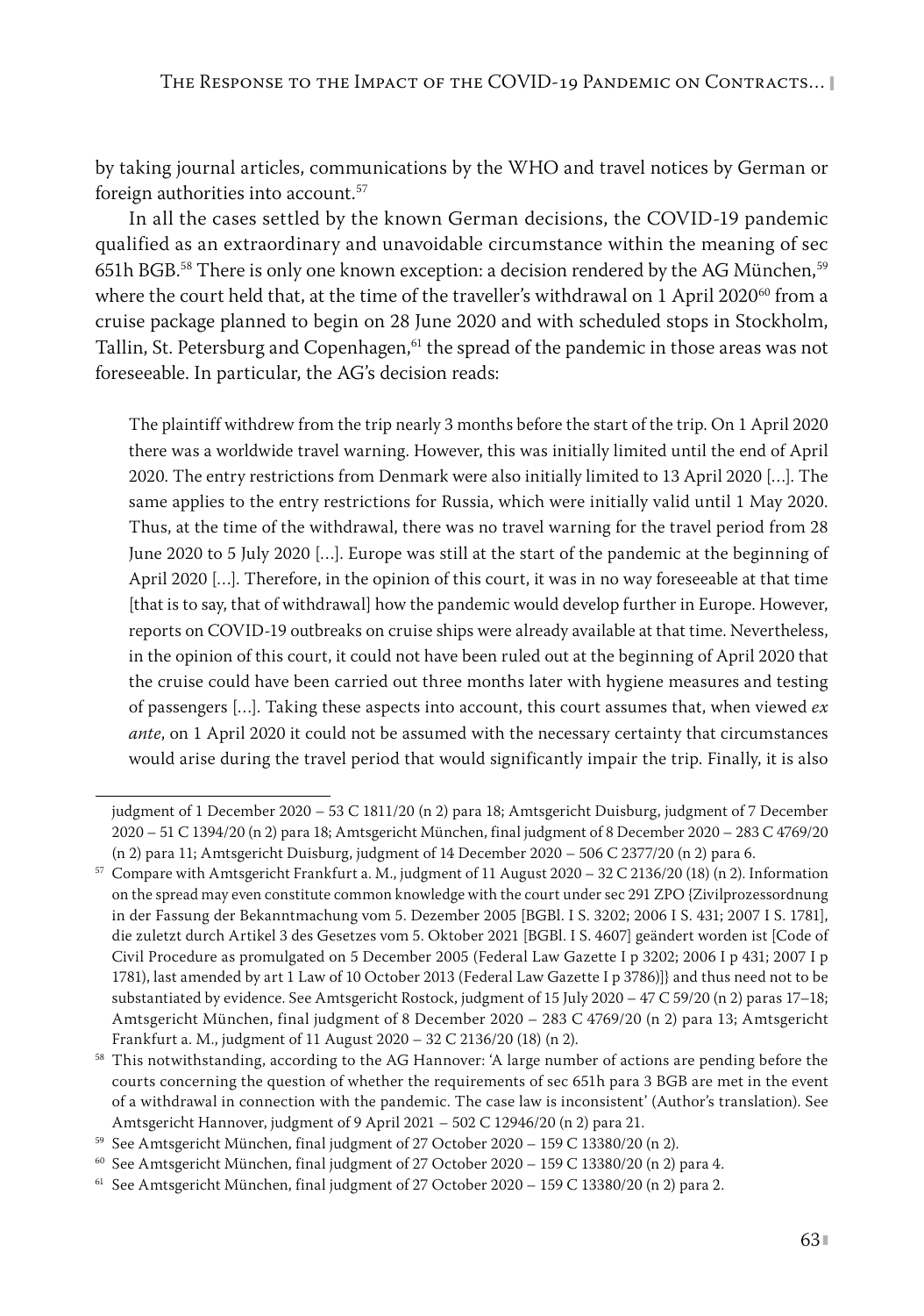by taking journal articles, communications by the WHO and travel notices by German or foreign authorities into account.[57]

In all the cases settled by the known German decisions, the COVID-19 pandemic qualified as an extraordinary and unavoidable circumstance within the meaning of sec 651h BGB.[58] There is only one known exception: a decision rendered by the AG München,[59] where the court held that, at the time of the traveller's withdrawal on 1 April 2020[60] from a cruise package planned to begin on 28 June 2020 and with scheduled stops in Stockholm, Tallin, St. Petersburg and Copenhagen,[61] the spread of the pandemic in those areas was not foreseeable. In particular, the AG's decision reads:

> The plaintiff withdrew from the trip nearly 3 months before the start of the trip. On 1 April 2020 there was a worldwide travel warning. However, this was initially limited until the end of April 2020. The entry restrictions from Denmark were also initially limited to 13 April 2020 […]. The same applies to the entry restrictions for Russia, which were initially valid until 1 May 2020. Thus, at the time of the withdrawal, there was no travel warning for the travel period from 28 June 2020 to 5 July 2020 […]. Europe was still at the start of the pandemic at the beginning of April 2020 […]. Therefore, in the opinion of this court, it was in no way foreseeable at that time [that is to say, that of withdrawal] how the pandemic would develop further in Europe. However, reports on COVID-19 outbreaks on cruise ships were already available at that time. Nevertheless, in the opinion of this court, it could not have been ruled out at the beginning of April 2020 that the cruise could have been carried out three months later with hygiene measures and testing of passengers […]. Taking these aspects into account, this court assumes that, when viewed *ex ante*, on 1 April 2020 it could not be assumed with the necessary certainty that circumstances would arise during the travel period that would significantly impair the trip. Finally, it is also

judgment of 1 December 2020 – 53 C 1811/20 (n 2) para 18; Amtsgericht Duisburg, judgment of 7 December 2020 – 51 C 1394/20 (n 2) para 18; Amtsgericht München, final judgment of 8 December 2020 – 283 C 4769/20 (n 2) para 11; Amtsgericht Duisburg, judgment of 14 December 2020 – 506 C 2377/20 (n 2) para 6.

[57] Compare with Amtsgericht Frankfurt a. M., judgment of 11 August 2020 – 32 C 2136/20 (18) (n 2). Information on the spread may even constitute common knowledge with the court under sec 291 ZPO {Zivilprozessordnung in der Fassung der Bekanntmachung vom 5. Dezember 2005 [BGBl. I S. 3202; 2006 I S. 431; 2007 I S. 1781], die zuletzt durch Artikel 3 des Gesetzes vom 5. Oktober 2021 [BGBl. I S. 4607] geändert worden ist [Code of Civil Procedure as promulgated on 5 December 2005 (Federal Law Gazette I p 3202; 2006 I p 431; 2007 I p 1781), last amended by art 1 Law of 10 October 2013 (Federal Law Gazette I p 3786)]} and thus need not to be substantiated by evidence. See Amtsgericht Rostock, judgment of 15 July 2020 – 47 C 59/20 (n 2) paras 17–18; Amtsgericht München, final judgment of 8 December 2020 – 283 C 4769/20 (n 2) para 13; Amtsgericht Frankfurt a. M., judgment of 11 August 2020 – 32 C 2136/20 (18) (n 2).

[58] This notwithstanding, according to the AG Hannover: 'A large number of actions are pending before the courts concerning the question of whether the requirements of sec 651h para 3 BGB are met in the event of a withdrawal in connection with the pandemic. The case law is inconsistent' (Author's translation). See Amtsgericht Hannover, judgment of 9 April 2021 – 502 C 12946/20 (n 2) para 21.

[59] See Amtsgericht München, final judgment of 27 October 2020 – 159 C 13380/20 (n 2).

[60] See Amtsgericht München, final judgment of 27 October 2020 – 159 C 13380/20 (n 2) para 4.

[61] See Amtsgericht München, final judgment of 27 October 2020 – 159 C 13380/20 (n 2) para 2.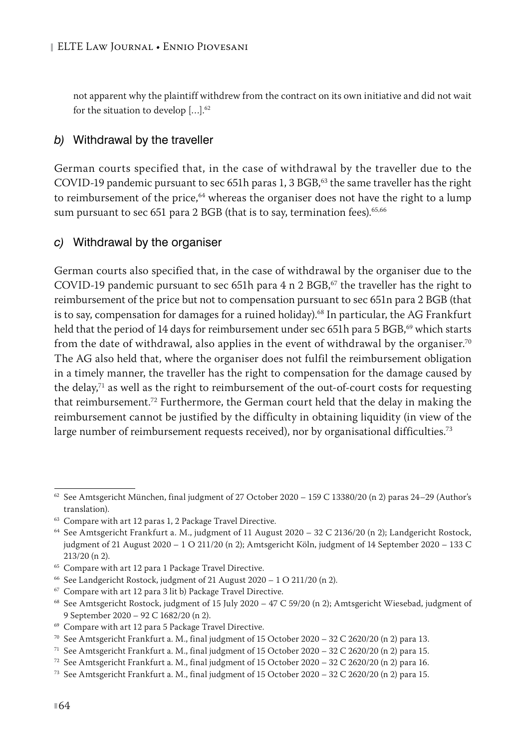not apparent why the plaintiff withdrew from the contract on its own initiative and did not wait for the situation to develop […].[62]

### *b)* Withdrawal by the traveller

German courts specified that, in the case of withdrawal by the traveller due to the COVID-19 pandemic pursuant to sec 651h paras 1, 3 BGB,[63] the same traveller has the right to reimbursement of the price,[64] whereas the organiser does not have the right to a lump sum pursuant to sec 651 para 2 BGB (that is to say, termination fees).[65,66]

### *c)* Withdrawal by the organiser

German courts also specified that, in the case of withdrawal by the organiser due to the COVID-19 pandemic pursuant to sec 651h para 4 n 2 BGB,[67] the traveller has the right to reimbursement of the price but not to compensation pursuant to sec 651n para 2 BGB (that is to say, compensation for damages for a ruined holiday).[68] In particular, the AG Frankfurt held that the period of 14 days for reimbursement under sec 651h para 5 BGB,[69] which starts from the date of withdrawal, also applies in the event of withdrawal by the organiser.[70] The AG also held that, where the organiser does not fulfil the reimbursement obligation in a timely manner, the traveller has the right to compensation for the damage caused by the delay,[71] as well as the right to reimbursement of the out-of-court costs for requesting that reimbursement.[72] Furthermore, the German court held that the delay in making the reimbursement cannot be justified by the difficulty in obtaining liquidity (in view of the large number of reimbursement requests received), nor by organisational difficulties.[73]

---

[62] See Amtsgericht München, final judgment of 27 October 2020 – 159 C 13380/20 (n 2) paras 24–29 (Author's translation).

[63] Compare with art 12 paras 1, 2 Package Travel Directive.

[64] See Amtsgericht Frankfurt a. M., judgment of 11 August 2020 – 32 C 2136/20 (n 2); Landgericht Rostock, judgment of 21 August 2020 – 1 O 211/20 (n 2); Amtsgericht Köln, judgment of 14 September 2020 – 133 C 213/20 (n 2).

[65] Compare with art 12 para 1 Package Travel Directive.

[66] See Landgericht Rostock, judgment of 21 August 2020 – 1 O 211/20 (n 2).

[67] Compare with art 12 para 3 lit b) Package Travel Directive.

[68] See Amtsgericht Rostock, judgment of 15 July 2020 – 47 C 59/20 (n 2); Amtsgericht Wiesebad, judgment of 9 September 2020 – 92 C 1682/20 (n 2).

[69] Compare with art 12 para 5 Package Travel Directive.

[70] See Amtsgericht Frankfurt a. M., final judgment of 15 October 2020 – 32 C 2620/20 (n 2) para 13.

[71] See Amtsgericht Frankfurt a. M., final judgment of 15 October 2020 – 32 C 2620/20 (n 2) para 15.

[72] See Amtsgericht Frankfurt a. M., final judgment of 15 October 2020 – 32 C 2620/20 (n 2) para 16.

[73] See Amtsgericht Frankfurt a. M., final judgment of 15 October 2020 – 32 C 2620/20 (n 2) para 15.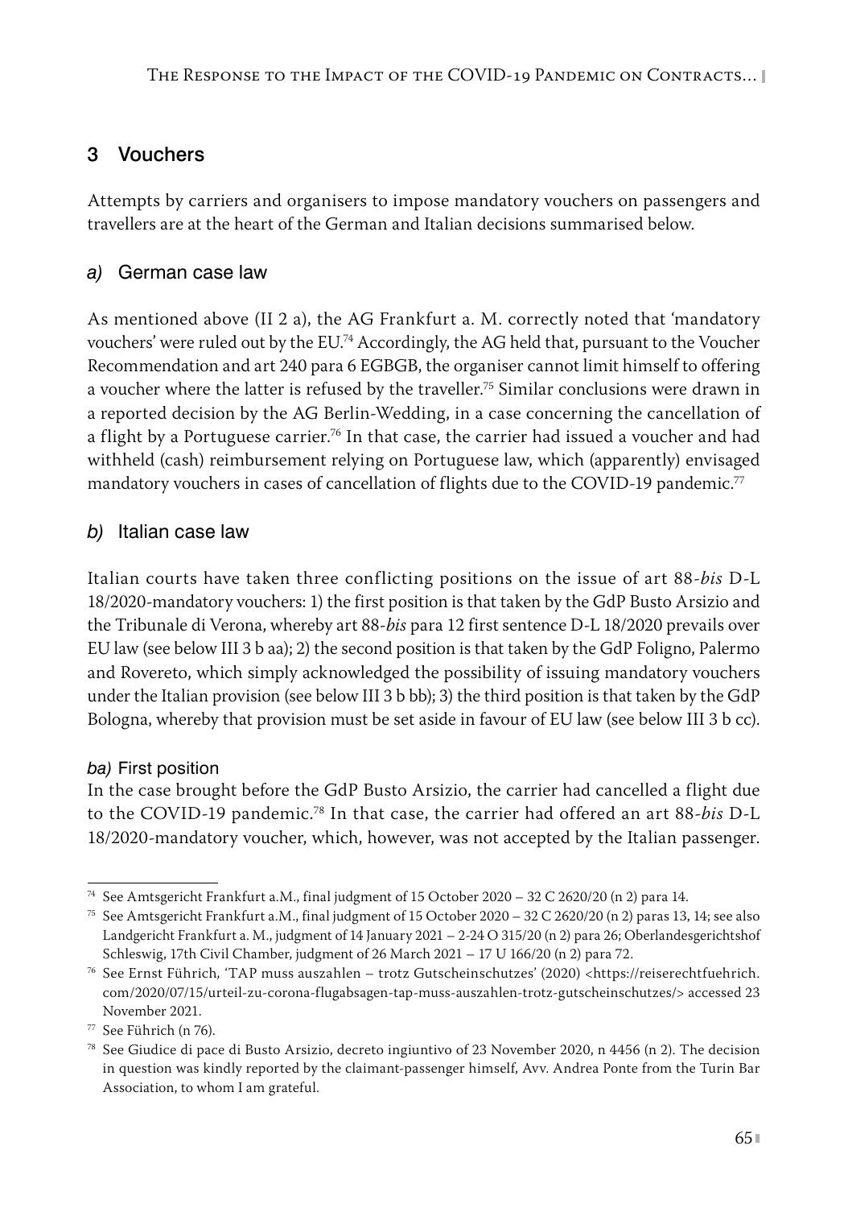## 3 Vouchers

Attempts by carriers and organisers to impose mandatory vouchers on passengers and travellers are at the heart of the German and Italian decisions summarised below.

### *a)* German case law

As mentioned above (II 2 a), the AG Frankfurt a. M. correctly noted that 'mandatory vouchers' were ruled out by the EU.[74] Accordingly, the AG held that, pursuant to the Voucher Recommendation and art 240 para 6 EGBGB, the organiser cannot limit himself to offering a voucher where the latter is refused by the traveller.[75] Similar conclusions were drawn in a reported decision by the AG Berlin-Wedding, in a case concerning the cancellation of a flight by a Portuguese carrier.[76] In that case, the carrier had issued a voucher and had withheld (cash) reimbursement relying on Portuguese law, which (apparently) envisaged mandatory vouchers in cases of cancellation of flights due to the COVID-19 pandemic.[77]

### *b)* Italian case law

Italian courts have taken three conflicting positions on the issue of art 88-*bis* D-L 18/2020-mandatory vouchers: 1) the first position is that taken by the GdP Busto Arsizio and the Tribunale di Verona, whereby art 88-*bis* para 12 first sentence D-L 18/2020 prevails over EU law (see below III 3 b aa); 2) the second position is that taken by the GdP Foligno, Palermo and Rovereto, which simply acknowledged the possibility of issuing mandatory vouchers under the Italian provision (see below III 3 b bb); 3) the third position is that taken by the GdP Bologna, whereby that provision must be set aside in favour of EU law (see below III 3 b cc).

#### *ba)* First position

In the case brought before the GdP Busto Arsizio, the carrier had cancelled a flight due to the COVID-19 pandemic.[78] In that case, the carrier had offered an art 88-*bis* D-L 18/2020-mandatory voucher, which, however, was not accepted by the Italian passenger.

---

[74] See Amtsgericht Frankfurt a.M., final judgment of 15 October 2020 – 32 C 2620/20 (n 2) para 14.

[75] See Amtsgericht Frankfurt a.M., final judgment of 15 October 2020 – 32 C 2620/20 (n 2) paras 13, 14; see also Landgericht Frankfurt a. M., judgment of 14 January 2021 – 2-24 O 315/20 (n 2) para 26; Oberlandesgerichtshof Schleswig, 17th Civil Chamber, judgment of 26 March 2021 – 17 U 166/20 (n 2) para 72.

[76] See Ernst Führich, 'TAP muss auszahlen – trotz Gutscheinschutzes' (2020) <https://reiserechtfuehrich.com/2020/07/15/urteil-zu-corona-flugabsagen-tap-muss-auszahlen-trotz-gutscheinschutzes/> accessed 23 November 2021.

[77] See Führich (n 76).

[78] See Giudice di pace di Busto Arsizio, decreto ingiuntivo of 23 November 2020, n 4456 (n 2). The decision in question was kindly reported by the claimant-passenger himself, Avv. Andrea Ponte from the Turin Bar Association, to whom I am grateful.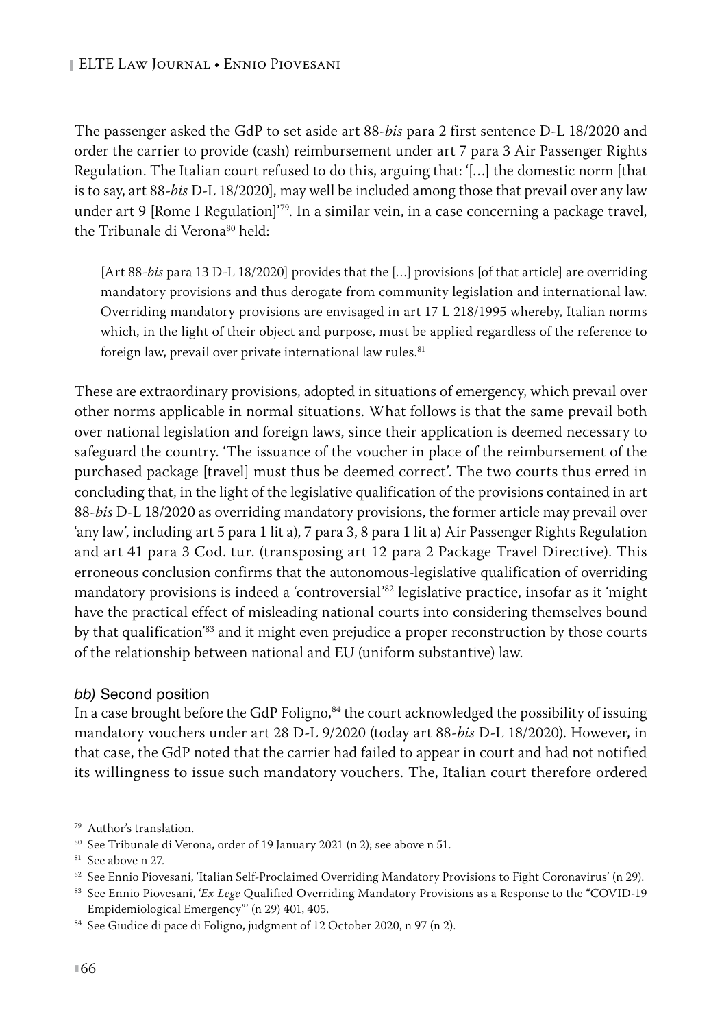The passenger asked the GdP to set aside art 88-*bis* para 2 first sentence D-L 18/2020 and order the carrier to provide (cash) reimbursement under art 7 para 3 Air Passenger Rights Regulation. The Italian court refused to do this, arguing that: '[…] the domestic norm [that is to say, art 88-*bis* D-L 18/2020], may well be included among those that prevail over any law under art 9 [Rome I Regulation]'[79]. In a similar vein, in a case concerning a package travel, the Tribunale di Verona[80] held:

> [Art 88-*bis* para 13 D-L 18/2020] provides that the […] provisions [of that article] are overriding mandatory provisions and thus derogate from community legislation and international law. Overriding mandatory provisions are envisaged in art 17 L 218/1995 whereby, Italian norms which, in the light of their object and purpose, must be applied regardless of the reference to foreign law, prevail over private international law rules.[81]

These are extraordinary provisions, adopted in situations of emergency, which prevail over other norms applicable in normal situations. What follows is that the same prevail both over national legislation and foreign laws, since their application is deemed necessary to safeguard the country. 'The issuance of the voucher in place of the reimbursement of the purchased package [travel] must thus be deemed correct'. The two courts thus erred in concluding that, in the light of the legislative qualification of the provisions contained in art 88-*bis* D-L 18/2020 as overriding mandatory provisions, the former article may prevail over 'any law', including art 5 para 1 lit a), 7 para 3, 8 para 1 lit a) Air Passenger Rights Regulation and art 41 para 3 Cod. tur. (transposing art 12 para 2 Package Travel Directive). This erroneous conclusion confirms that the autonomous-legislative qualification of overriding mandatory provisions is indeed a 'controversial'[82] legislative practice, insofar as it 'might have the practical effect of misleading national courts into considering themselves bound by that qualification'[83] and it might even prejudice a proper reconstruction by those courts of the relationship between national and EU (uniform substantive) law.

#### *bb)* Second position

In a case brought before the GdP Foligno,[84] the court acknowledged the possibility of issuing mandatory vouchers under art 28 D-L 9/2020 (today art 88-*bis* D-L 18/2020). However, in that case, the GdP noted that the carrier had failed to appear in court and had not notified its willingness to issue such mandatory vouchers. The, Italian court therefore ordered

---

[79] Author's translation.

[80] See Tribunale di Verona, order of 19 January 2021 (n 2); see above n 51.

[81] See above n 27.

[82] See Ennio Piovesani, 'Italian Self-Proclaimed Overriding Mandatory Provisions to Fight Coronavirus' (n 29).

[83] See Ennio Piovesani, '*Ex Lege* Qualified Overriding Mandatory Provisions as a Response to the "COVID-19 Empidemiological Emergency"' (n 29) 401, 405.

[84] See Giudice di pace di Foligno, judgment of 12 October 2020, n 97 (n 2).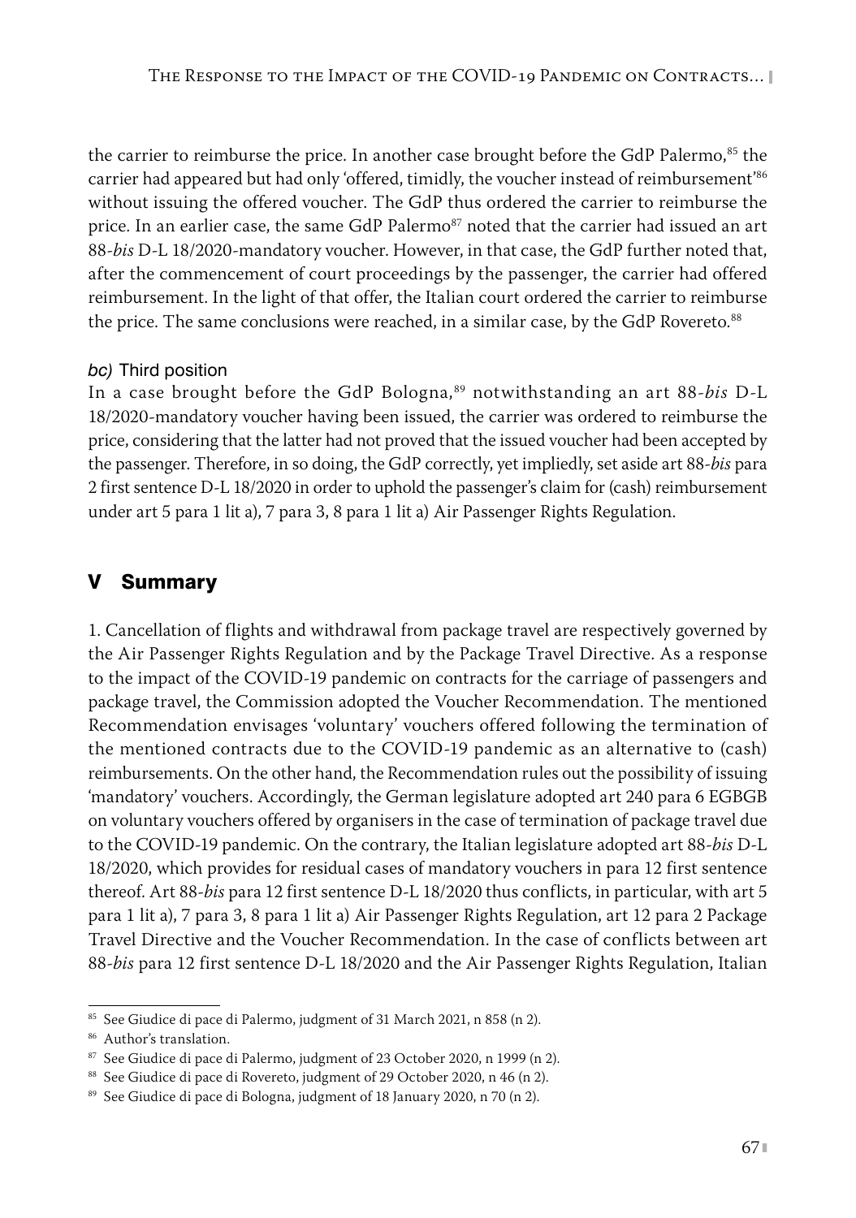the carrier to reimburse the price. In another case brought before the GdP Palermo,[85] the carrier had appeared but had only 'offered, timidly, the voucher instead of reimbursement'[86] without issuing the offered voucher. The GdP thus ordered the carrier to reimburse the price. In an earlier case, the same GdP Palermo[87] noted that the carrier had issued an art 88-*bis* D-L 18/2020-mandatory voucher. However, in that case, the GdP further noted that, after the commencement of court proceedings by the passenger, the carrier had offered reimbursement. In the light of that offer, the Italian court ordered the carrier to reimburse the price. The same conclusions were reached, in a similar case, by the GdP Rovereto.[88]

#### *bc)* Third position

In a case brought before the GdP Bologna,[89] notwithstanding an art 88-*bis* D-L 18/2020-mandatory voucher having been issued, the carrier was ordered to reimburse the price, considering that the latter had not proved that the issued voucher had been accepted by the passenger. Therefore, in so doing, the GdP correctly, yet impliedly, set aside art 88-*bis* para 2 first sentence D-L 18/2020 in order to uphold the passenger's claim for (cash) reimbursement under art 5 para 1 lit a), 7 para 3, 8 para 1 lit a) Air Passenger Rights Regulation.

## V Summary

1. Cancellation of flights and withdrawal from package travel are respectively governed by the Air Passenger Rights Regulation and by the Package Travel Directive. As a response to the impact of the COVID-19 pandemic on contracts for the carriage of passengers and package travel, the Commission adopted the Voucher Recommendation. The mentioned Recommendation envisages 'voluntary' vouchers offered following the termination of the mentioned contracts due to the COVID-19 pandemic as an alternative to (cash) reimbursements. On the other hand, the Recommendation rules out the possibility of issuing 'mandatory' vouchers. Accordingly, the German legislature adopted art 240 para 6 EGBGB on voluntary vouchers offered by organisers in the case of termination of package travel due to the COVID-19 pandemic. On the contrary, the Italian legislature adopted art 88-*bis* D-L 18/2020, which provides for residual cases of mandatory vouchers in para 12 first sentence thereof. Art 88-*bis* para 12 first sentence D-L 18/2020 thus conflicts, in particular, with art 5 para 1 lit a), 7 para 3, 8 para 1 lit a) Air Passenger Rights Regulation, art 12 para 2 Package Travel Directive and the Voucher Recommendation. In the case of conflicts between art 88-*bis* para 12 first sentence D-L 18/2020 and the Air Passenger Rights Regulation, Italian

---

[85] See Giudice di pace di Palermo, judgment of 31 March 2021, n 858 (n 2).

[86] Author's translation.

[87] See Giudice di pace di Palermo, judgment of 23 October 2020, n 1999 (n 2).

[88] See Giudice di pace di Rovereto, judgment of 29 October 2020, n 46 (n 2).

[89] See Giudice di pace di Bologna, judgment of 18 January 2020, n 70 (n 2).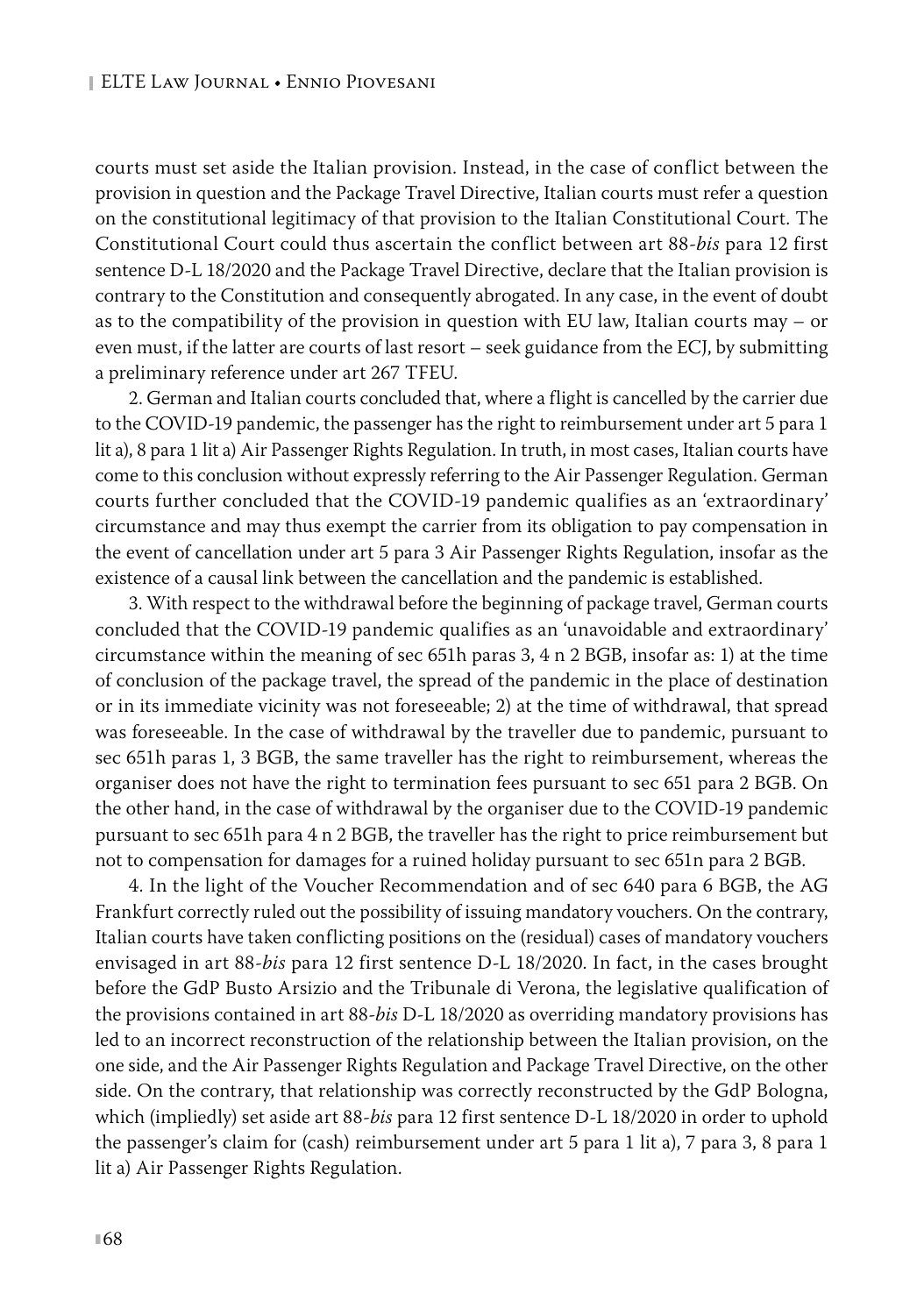courts must set aside the Italian provision. Instead, in the case of conflict between the provision in question and the Package Travel Directive, Italian courts must refer a question on the constitutional legitimacy of that provision to the Italian Constitutional Court. The Constitutional Court could thus ascertain the conflict between art 88-*bis* para 12 first sentence D-L 18/2020 and the Package Travel Directive, declare that the Italian provision is contrary to the Constitution and consequently abrogated. In any case, in the event of doubt as to the compatibility of the provision in question with EU law, Italian courts may – or even must, if the latter are courts of last resort – seek guidance from the ECJ, by submitting a preliminary reference under art 267 TFEU.

2. German and Italian courts concluded that, where a flight is cancelled by the carrier due to the COVID-19 pandemic, the passenger has the right to reimbursement under art 5 para 1 lit a), 8 para 1 lit a) Air Passenger Rights Regulation. In truth, in most cases, Italian courts have come to this conclusion without expressly referring to the Air Passenger Regulation. German courts further concluded that the COVID-19 pandemic qualifies as an 'extraordinary' circumstance and may thus exempt the carrier from its obligation to pay compensation in the event of cancellation under art 5 para 3 Air Passenger Rights Regulation, insofar as the existence of a causal link between the cancellation and the pandemic is established.

3. With respect to the withdrawal before the beginning of package travel, German courts concluded that the COVID-19 pandemic qualifies as an 'unavoidable and extraordinary' circumstance within the meaning of sec 651h paras 3, 4 n 2 BGB, insofar as: 1) at the time of conclusion of the package travel, the spread of the pandemic in the place of destination or in its immediate vicinity was not foreseeable; 2) at the time of withdrawal, that spread was foreseeable. In the case of withdrawal by the traveller due to pandemic, pursuant to sec 651h paras 1, 3 BGB, the same traveller has the right to reimbursement, whereas the organiser does not have the right to termination fees pursuant to sec 651 para 2 BGB. On the other hand, in the case of withdrawal by the organiser due to the COVID-19 pandemic pursuant to sec 651h para 4 n 2 BGB, the traveller has the right to price reimbursement but not to compensation for damages for a ruined holiday pursuant to sec 651n para 2 BGB.

4. In the light of the Voucher Recommendation and of sec 640 para 6 BGB, the AG Frankfurt correctly ruled out the possibility of issuing mandatory vouchers. On the contrary, Italian courts have taken conflicting positions on the (residual) cases of mandatory vouchers envisaged in art 88-*bis* para 12 first sentence D-L 18/2020. In fact, in the cases brought before the GdP Busto Arsizio and the Tribunale di Verona, the legislative qualification of the provisions contained in art 88-*bis* D-L 18/2020 as overriding mandatory provisions has led to an incorrect reconstruction of the relationship between the Italian provision, on the one side, and the Air Passenger Rights Regulation and Package Travel Directive, on the other side. On the contrary, that relationship was correctly reconstructed by the GdP Bologna, which (impliedly) set aside art 88-*bis* para 12 first sentence D-L 18/2020 in order to uphold the passenger's claim for (cash) reimbursement under art 5 para 1 lit a), 7 para 3, 8 para 1 lit a) Air Passenger Rights Regulation.